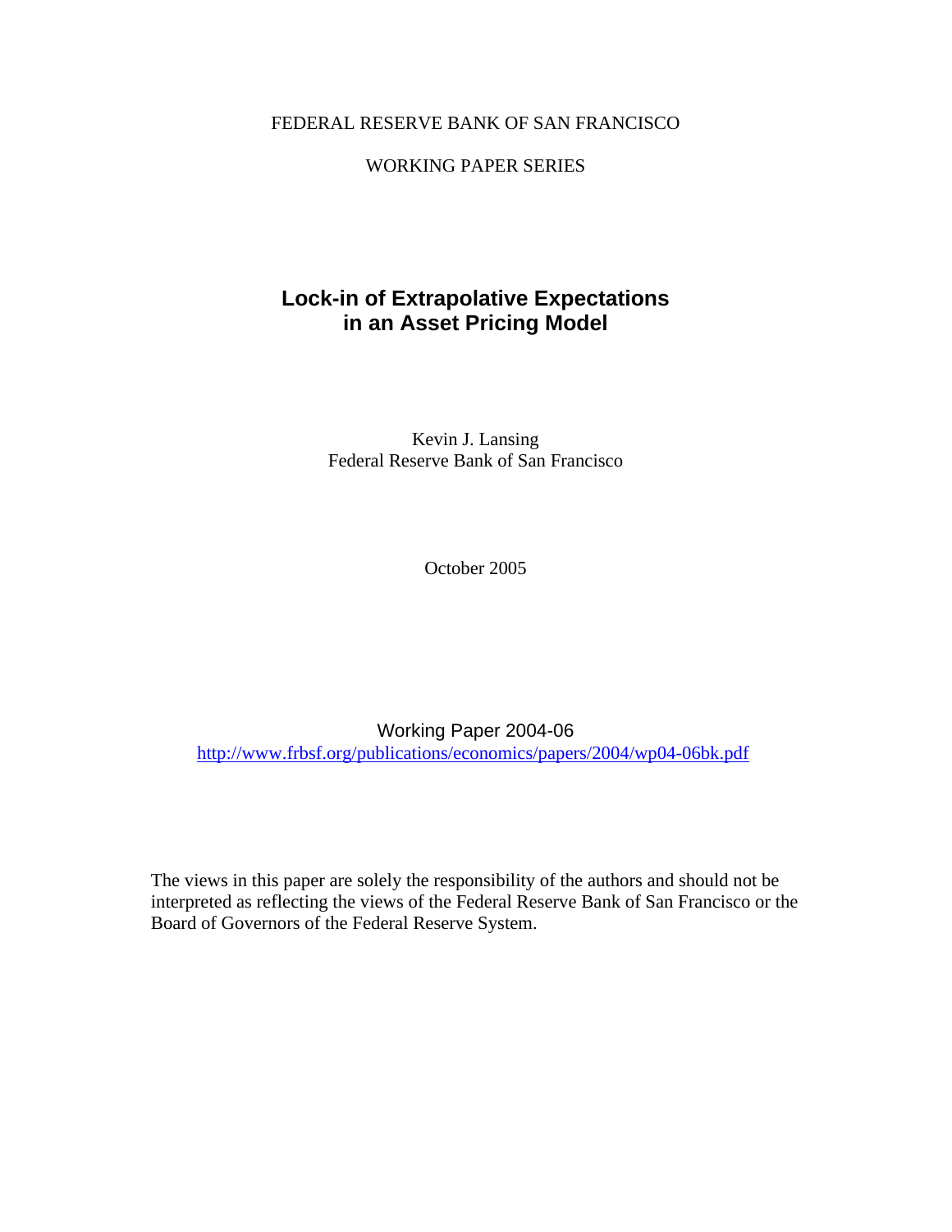FEDERAL RESERVE BANK OF SAN FRANCISCO

WORKING PAPER SERIES

# Lock-in of Extrapolative Expectations in an Asset Pricing Model

Kevin J. Lansing
Federal Reserve Bank of San Francisco

October 2005

Working Paper 2004-06
http://www.frbsf.org/publications/economics/papers/2004/wp04-06bk.pdf

The views in this paper are solely the responsibility of the authors and should not be interpreted as reflecting the views of the Federal Reserve Bank of San Francisco or the Board of Governors of the Federal Reserve System.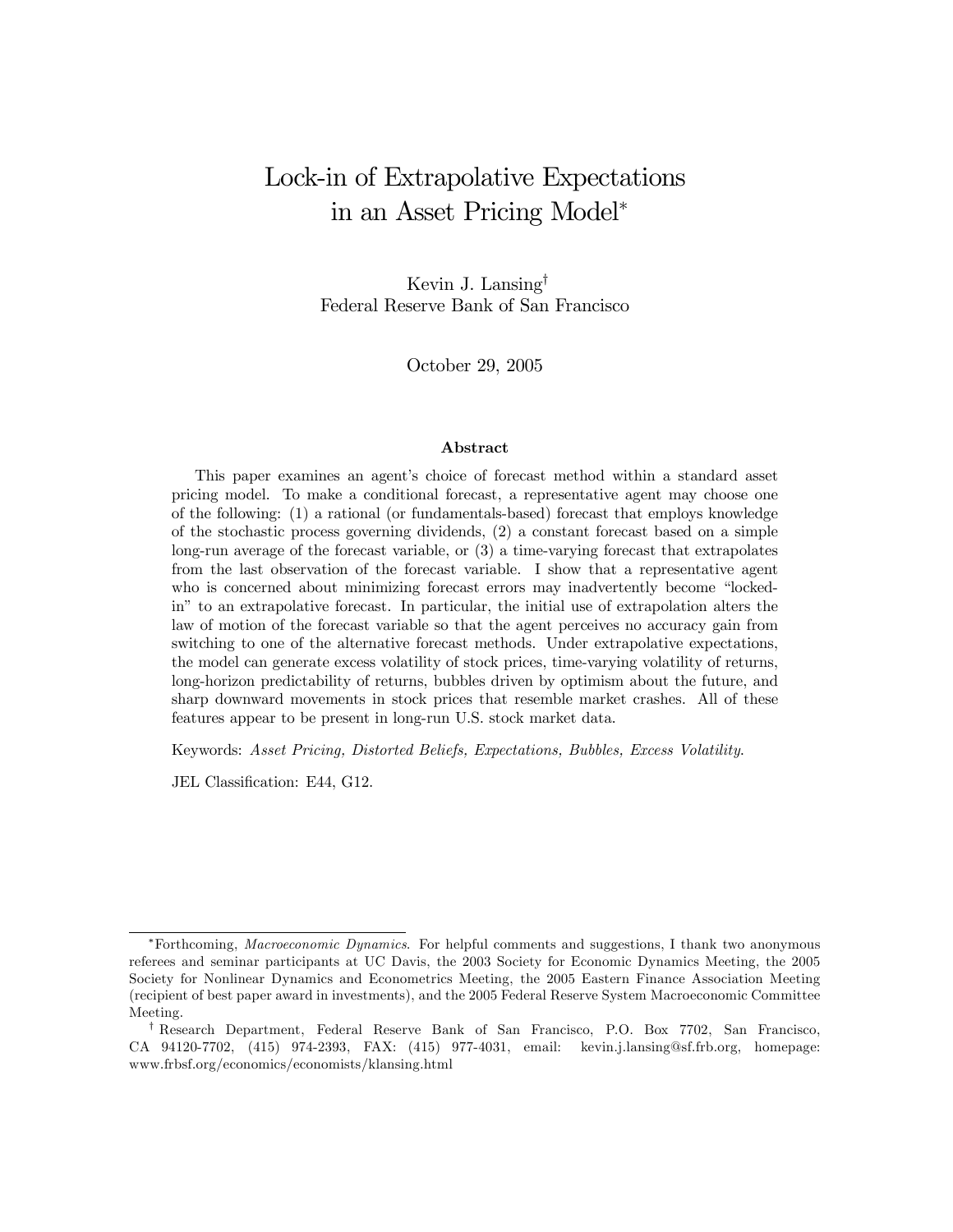# Lock-in of Extrapolative Expectations in an Asset Pricing Model*

Kevin J. Lansing†
Federal Reserve Bank of San Francisco

October 29, 2005

### Abstract

This paper examines an agent's choice of forecast method within a standard asset pricing model. To make a conditional forecast, a representative agent may choose one of the following: (1) a rational (or fundamentals-based) forecast that employs knowledge of the stochastic process governing dividends, (2) a constant forecast based on a simple long-run average of the forecast variable, or (3) a time-varying forecast that extrapolates from the last observation of the forecast variable. I show that a representative agent who is concerned about minimizing forecast errors may inadvertently become "locked-in" to an extrapolative forecast. In particular, the initial use of extrapolation alters the law of motion of the forecast variable so that the agent perceives no accuracy gain from switching to one of the alternative forecast methods. Under extrapolative expectations, the model can generate excess volatility of stock prices, time-varying volatility of returns, long-horizon predictability of returns, bubbles driven by optimism about the future, and sharp downward movements in stock prices that resemble market crashes. All of these features appear to be present in long-run U.S. stock market data.

Keywords: *Asset Pricing, Distorted Beliefs, Expectations, Bubbles, Excess Volatility.*

JEL Classification: E44, G12.

---

*Forthcoming, *Macroeconomic Dynamics*. For helpful comments and suggestions, I thank two anonymous referees and seminar participants at UC Davis, the 2003 Society for Economic Dynamics Meeting, the 2005 Society for Nonlinear Dynamics and Econometrics Meeting, the 2005 Eastern Finance Association Meeting (recipient of best paper award in investments), and the 2005 Federal Reserve System Macroeconomic Committee Meeting.

† Research Department, Federal Reserve Bank of San Francisco, P.O. Box 7702, San Francisco, CA 94120-7702, (415) 974-2393, FAX: (415) 977-4031, email: kevin.j.lansing@sf.frb.org, homepage: www.frbsf.org/economics/economists/klansing.html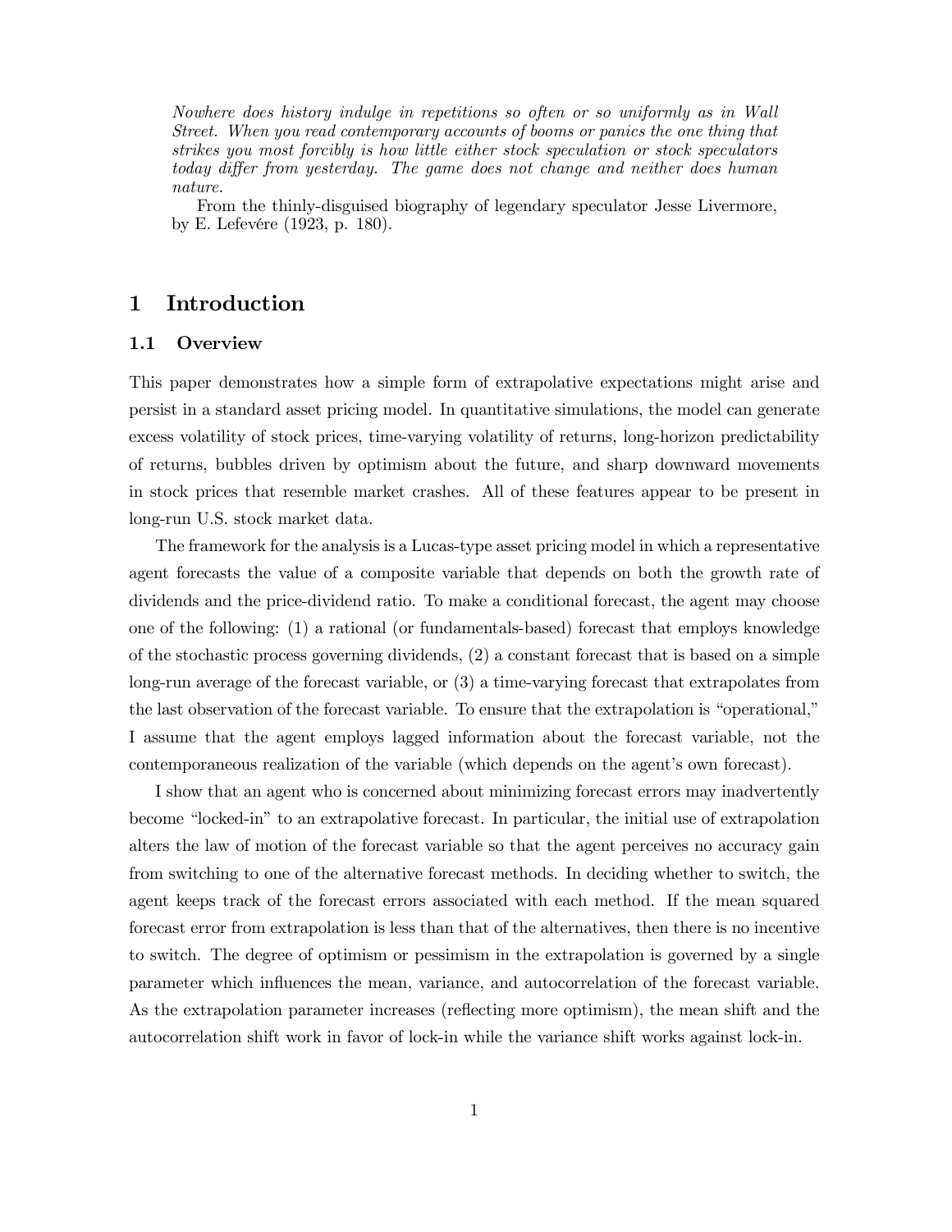*Nowhere does history indulge in repetitions so often or so uniformly as in Wall Street. When you read contemporary accounts of booms or panics the one thing that strikes you most forcibly is how little either stock speculation or stock speculators today differ from yesterday. The game does not change and neither does human nature.*

From the thinly-disguised biography of legendary speculator Jesse Livermore, by E. Lefevére (1923, p. 180).

# 1 Introduction

## 1.1 Overview

This paper demonstrates how a simple form of extrapolative expectations might arise and persist in a standard asset pricing model. In quantitative simulations, the model can generate excess volatility of stock prices, time-varying volatility of returns, long-horizon predictability of returns, bubbles driven by optimism about the future, and sharp downward movements in stock prices that resemble market crashes. All of these features appear to be present in long-run U.S. stock market data.

The framework for the analysis is a Lucas-type asset pricing model in which a representative agent forecasts the value of a composite variable that depends on both the growth rate of dividends and the price-dividend ratio. To make a conditional forecast, the agent may choose one of the following: (1) a rational (or fundamentals-based) forecast that employs knowledge of the stochastic process governing dividends, (2) a constant forecast that is based on a simple long-run average of the forecast variable, or (3) a time-varying forecast that extrapolates from the last observation of the forecast variable. To ensure that the extrapolation is "operational," I assume that the agent employs lagged information about the forecast variable, not the contemporaneous realization of the variable (which depends on the agent's own forecast).

I show that an agent who is concerned about minimizing forecast errors may inadvertently become "locked-in" to an extrapolative forecast. In particular, the initial use of extrapolation alters the law of motion of the forecast variable so that the agent perceives no accuracy gain from switching to one of the alternative forecast methods. In deciding whether to switch, the agent keeps track of the forecast errors associated with each method. If the mean squared forecast error from extrapolation is less than that of the alternatives, then there is no incentive to switch. The degree of optimism or pessimism in the extrapolation is governed by a single parameter which influences the mean, variance, and autocorrelation of the forecast variable. As the extrapolation parameter increases (reflecting more optimism), the mean shift and the autocorrelation shift work in favor of lock-in while the variance shift works against lock-in.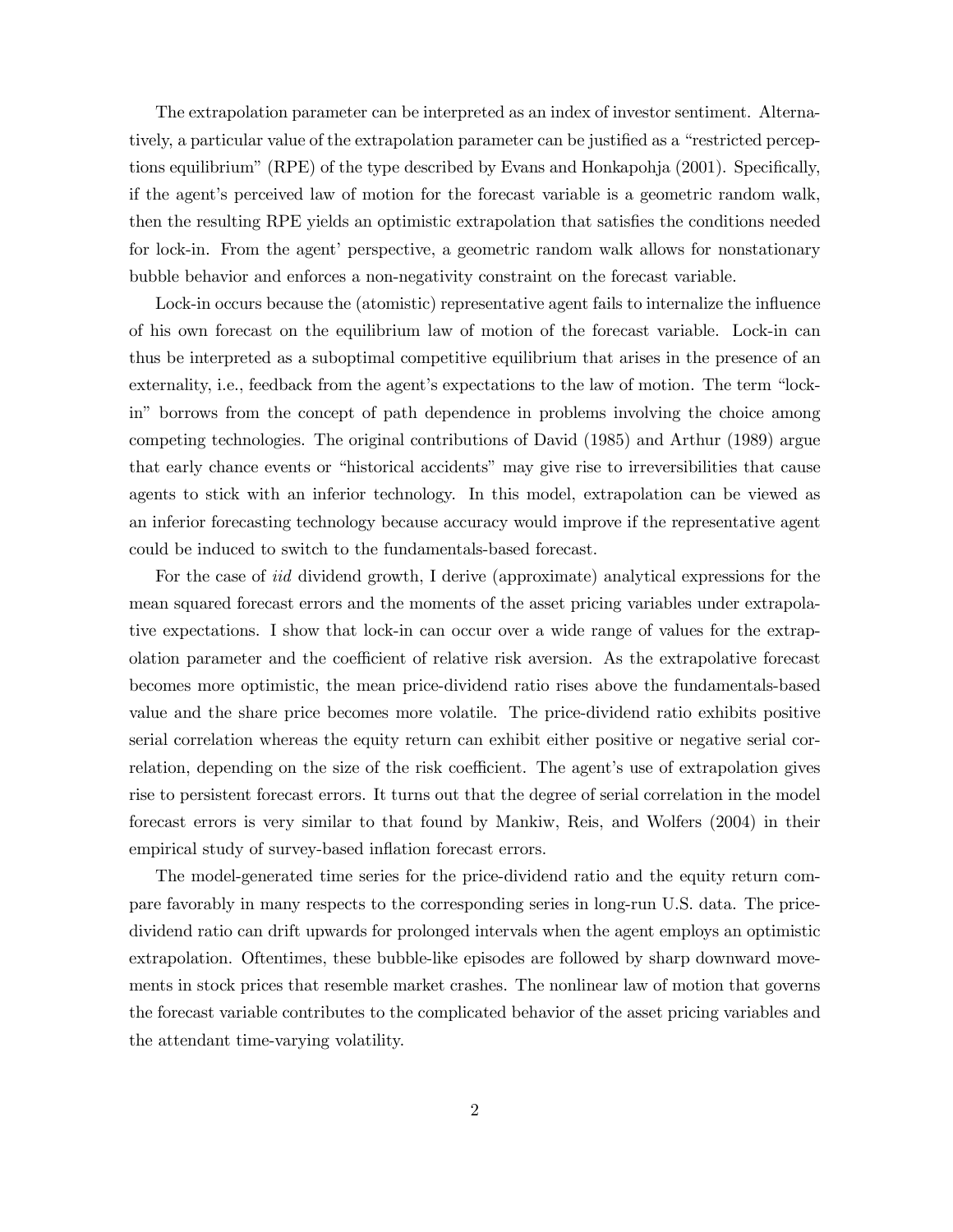The extrapolation parameter can be interpreted as an index of investor sentiment. Alternatively, a particular value of the extrapolation parameter can be justified as a "restricted perceptions equilibrium" (RPE) of the type described by Evans and Honkapohja (2001). Specifically, if the agent's perceived law of motion for the forecast variable is a geometric random walk, then the resulting RPE yields an optimistic extrapolation that satisfies the conditions needed for lock-in. From the agent' perspective, a geometric random walk allows for nonstationary bubble behavior and enforces a non-negativity constraint on the forecast variable.

Lock-in occurs because the (atomistic) representative agent fails to internalize the influence of his own forecast on the equilibrium law of motion of the forecast variable. Lock-in can thus be interpreted as a suboptimal competitive equilibrium that arises in the presence of an externality, i.e., feedback from the agent's expectations to the law of motion. The term "lock-in" borrows from the concept of path dependence in problems involving the choice among competing technologies. The original contributions of David (1985) and Arthur (1989) argue that early chance events or "historical accidents" may give rise to irreversibilities that cause agents to stick with an inferior technology. In this model, extrapolation can be viewed as an inferior forecasting technology because accuracy would improve if the representative agent could be induced to switch to the fundamentals-based forecast.

For the case of *iid* dividend growth, I derive (approximate) analytical expressions for the mean squared forecast errors and the moments of the asset pricing variables under extrapolative expectations. I show that lock-in can occur over a wide range of values for the extrapolation parameter and the coefficient of relative risk aversion. As the extrapolative forecast becomes more optimistic, the mean price-dividend ratio rises above the fundamentals-based value and the share price becomes more volatile. The price-dividend ratio exhibits positive serial correlation whereas the equity return can exhibit either positive or negative serial correlation, depending on the size of the risk coefficient. The agent's use of extrapolation gives rise to persistent forecast errors. It turns out that the degree of serial correlation in the model forecast errors is very similar to that found by Mankiw, Reis, and Wolfers (2004) in their empirical study of survey-based inflation forecast errors.

The model-generated time series for the price-dividend ratio and the equity return compare favorably in many respects to the corresponding series in long-run U.S. data. The price-dividend ratio can drift upwards for prolonged intervals when the agent employs an optimistic extrapolation. Oftentimes, these bubble-like episodes are followed by sharp downward movements in stock prices that resemble market crashes. The nonlinear law of motion that governs the forecast variable contributes to the complicated behavior of the asset pricing variables and the attendant time-varying volatility.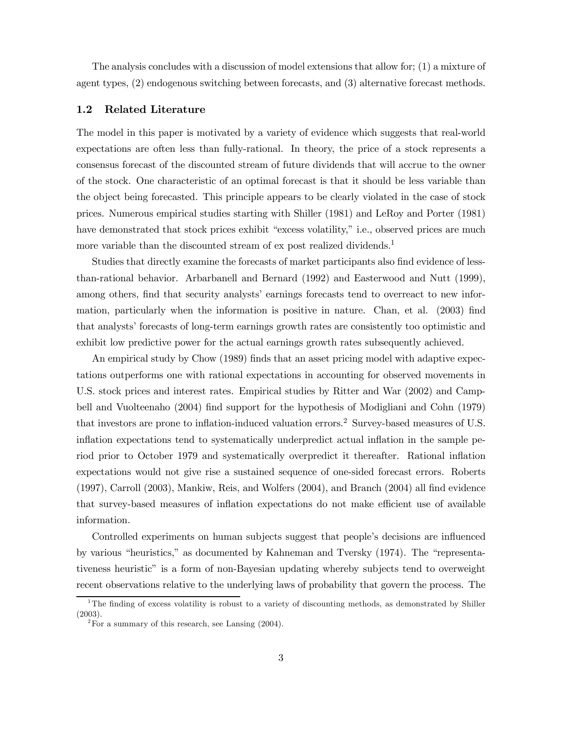The analysis concludes with a discussion of model extensions that allow for; (1) a mixture of agent types, (2) endogenous switching between forecasts, and (3) alternative forecast methods.

### 1.2 Related Literature

The model in this paper is motivated by a variety of evidence which suggests that real-world expectations are often less than fully-rational. In theory, the price of a stock represents a consensus forecast of the discounted stream of future dividends that will accrue to the owner of the stock. One characteristic of an optimal forecast is that it should be less variable than the object being forecasted. This principle appears to be clearly violated in the case of stock prices. Numerous empirical studies starting with Shiller (1981) and LeRoy and Porter (1981) have demonstrated that stock prices exhibit "excess volatility," i.e., observed prices are much more variable than the discounted stream of ex post realized dividends.[1]

Studies that directly examine the forecasts of market participants also find evidence of less-than-rational behavior. Arbarbanell and Bernard (1992) and Easterwood and Nutt (1999), among others, find that security analysts' earnings forecasts tend to overreact to new information, particularly when the information is positive in nature. Chan, et al. (2003) find that analysts' forecasts of long-term earnings growth rates are consistently too optimistic and exhibit low predictive power for the actual earnings growth rates subsequently achieved.

An empirical study by Chow (1989) finds that an asset pricing model with adaptive expectations outperforms one with rational expectations in accounting for observed movements in U.S. stock prices and interest rates. Empirical studies by Ritter and War (2002) and Campbell and Vuolteenaho (2004) find support for the hypothesis of Modigliani and Cohn (1979) that investors are prone to inflation-induced valuation errors.[2] Survey-based measures of U.S. inflation expectations tend to systematically underpredict actual inflation in the sample period prior to October 1979 and systematically overpredict it thereafter. Rational inflation expectations would not give rise a sustained sequence of one-sided forecast errors. Roberts (1997), Carroll (2003), Mankiw, Reis, and Wolfers (2004), and Branch (2004) all find evidence that survey-based measures of inflation expectations do not make efficient use of available information.

Controlled experiments on human subjects suggest that people's decisions are influenced by various "heuristics," as documented by Kahneman and Tversky (1974). The "representativeness heuristic" is a form of non-Bayesian updating whereby subjects tend to overweight recent observations relative to the underlying laws of probability that govern the process. The

[1] The finding of excess volatility is robust to a variety of discounting methods, as demonstrated by Shiller (2003).

[2] For a summary of this research, see Lansing (2004).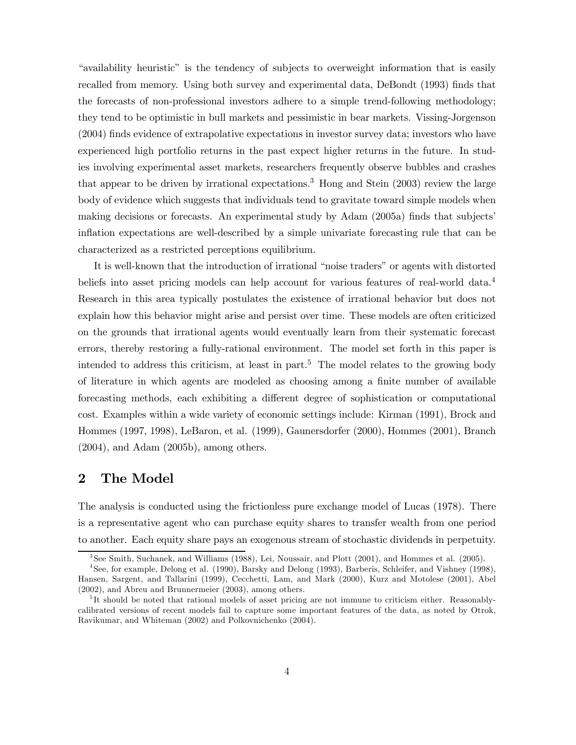"availability heuristic" is the tendency of subjects to overweight information that is easily recalled from memory. Using both survey and experimental data, DeBondt (1993) finds that the forecasts of non-professional investors adhere to a simple trend-following methodology; they tend to be optimistic in bull markets and pessimistic in bear markets. Vissing-Jorgenson (2004) finds evidence of extrapolative expectations in investor survey data; investors who have experienced high portfolio returns in the past expect higher returns in the future. In studies involving experimental asset markets, researchers frequently observe bubbles and crashes that appear to be driven by irrational expectations.[3] Hong and Stein (2003) review the large body of evidence which suggests that individuals tend to gravitate toward simple models when making decisions or forecasts. An experimental study by Adam (2005a) finds that subjects' inflation expectations are well-described by a simple univariate forecasting rule that can be characterized as a restricted perceptions equilibrium.

It is well-known that the introduction of irrational "noise traders" or agents with distorted beliefs into asset pricing models can help account for various features of real-world data.[4] Research in this area typically postulates the existence of irrational behavior but does not explain how this behavior might arise and persist over time. These models are often criticized on the grounds that irrational agents would eventually learn from their systematic forecast errors, thereby restoring a fully-rational environment. The model set forth in this paper is intended to address this criticism, at least in part.[5] The model relates to the growing body of literature in which agents are modeled as choosing among a finite number of available forecasting methods, each exhibiting a different degree of sophistication or computational cost. Examples within a wide variety of economic settings include: Kirman (1991), Brock and Hommes (1997, 1998), LeBaron, et al. (1999), Gaunersdorfer (2000), Hommes (2001), Branch (2004), and Adam (2005b), among others.

## 2 The Model

The analysis is conducted using the frictionless pure exchange model of Lucas (1978). There is a representative agent who can purchase equity shares to transfer wealth from one period to another. Each equity share pays an exogenous stream of stochastic dividends in perpetuity.

[3] See Smith, Suchanek, and Williams (1988), Lei, Noussair, and Plott (2001), and Hommes et al. (2005).

[4] See, for example, Delong et al. (1990), Barsky and Delong (1993), Barberis, Schleifer, and Vishney (1998), Hansen, Sargent, and Tallarini (1999), Cecchetti, Lam, and Mark (2000), Kurz and Motolese (2001), Abel (2002), and Abreu and Brunnermeier (2003), among others.

[5] It should be noted that rational models of asset pricing are not immune to criticism either. Reasonably-calibrated versions of recent models fail to capture some important features of the data, as noted by Otrok, Ravikumar, and Whiteman (2002) and Polkovnichenko (2004).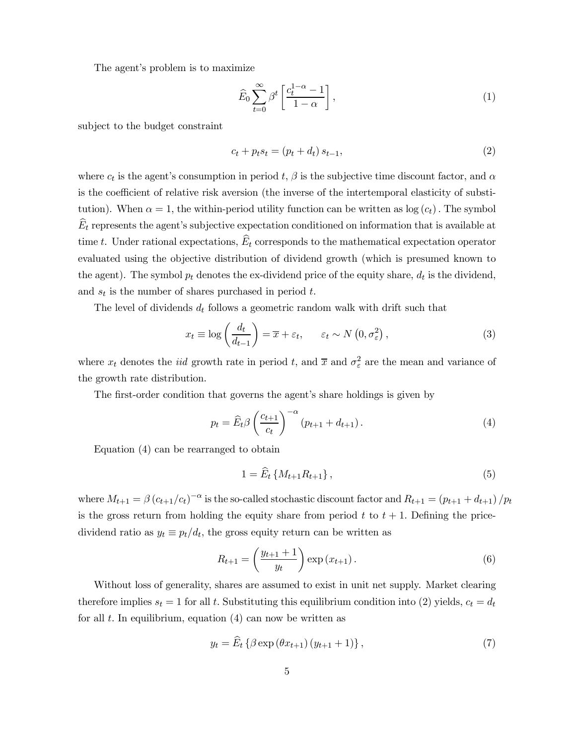The agent's problem is to maximize

$$\widehat{E}_0 \sum_{t=0}^{\infty} \beta^t \left[ \frac{c_t^{1-\alpha} - 1}{1-\alpha} \right], \tag{1}$$

subject to the budget constraint

$$c_t + p_t s_t = (p_t + d_t) s_{t-1}, \tag{2}$$

where $c_t$ is the agent's consumption in period $t$, $\beta$ is the subjective time discount factor, and $\alpha$ is the coefficient of relative risk aversion (the inverse of the intertemporal elasticity of substitution). When $\alpha = 1$, the within-period utility function can be written as $\log(c_t)$. The symbol $\widehat{E}_t$ represents the agent's subjective expectation conditioned on information that is available at time $t$. Under rational expectations, $\widehat{E}_t$ corresponds to the mathematical expectation operator evaluated using the objective distribution of dividend growth (which is presumed known to the agent). The symbol $p_t$ denotes the ex-dividend price of the equity share, $d_t$ is the dividend, and $s_t$ is the number of shares purchased in period $t$.

The level of dividends $d_t$ follows a geometric random walk with drift such that

$$x_t \equiv \log\left(\frac{d_t}{d_{t-1}}\right) = \overline{x} + \varepsilon_t, \qquad \varepsilon_t \sim N\left(0, \sigma_\varepsilon^2\right), \tag{3}$$

where $x_t$ denotes the *iid* growth rate in period $t$, and $\overline{x}$ and $\sigma_\varepsilon^2$ are the mean and variance of the growth rate distribution.

The first-order condition that governs the agent's share holdings is given by

$$p_t = \widehat{E}_t \beta \left(\frac{c_{t+1}}{c_t}\right)^{-\alpha} (p_{t+1} + d_{t+1}). \tag{4}$$

Equation (4) can be rearranged to obtain

$$1 = \widehat{E}_t \left\{ M_{t+1} R_{t+1} \right\}, \tag{5}$$

where $M_{t+1} = \beta \left(c_{t+1}/c_t\right)^{-\alpha}$ is the so-called stochastic discount factor and $R_{t+1} = (p_{t+1} + d_{t+1})/p_t$ is the gross return from holding the equity share from period $t$ to $t+1$. Defining the price-dividend ratio as $y_t \equiv p_t/d_t$, the gross equity return can be written as

$$R_{t+1} = \left(\frac{y_{t+1} + 1}{y_t}\right) \exp(x_{t+1}). \tag{6}$$

Without loss of generality, shares are assumed to exist in unit net supply. Market clearing therefore implies $s_t = 1$ for all $t$. Substituting this equilibrium condition into (2) yields, $c_t = d_t$ for all $t$. In equilibrium, equation (4) can now be written as

$$y_t = \widehat{E}_t \left\{ \beta \exp(\theta x_{t+1}) (y_{t+1} + 1) \right\}, \tag{7}$$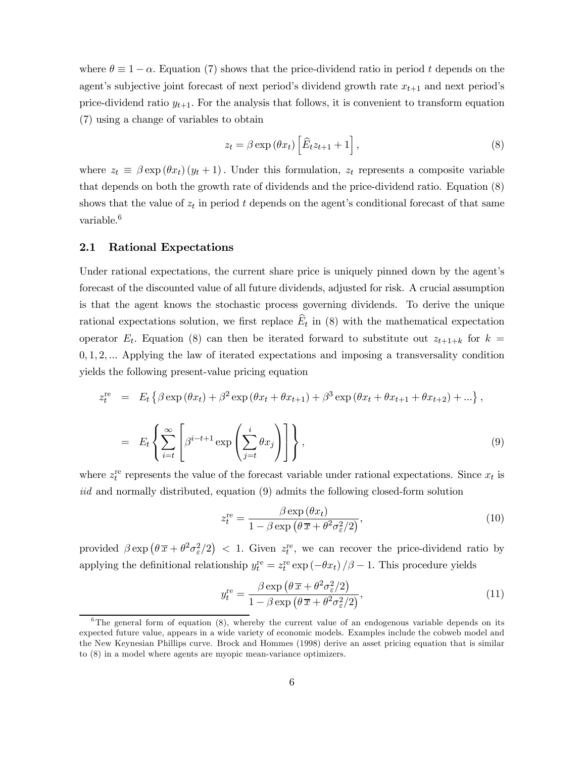where $\theta \equiv 1-\alpha$. Equation (7) shows that the price-dividend ratio in period $t$ depends on the agent's subjective joint forecast of next period's dividend growth rate $x_{t+1}$ and next period's price-dividend ratio $y_{t+1}$. For the analysis that follows, it is convenient to transform equation (7) using a change of variables to obtain

$$z_t = \beta \exp(\theta x_t) \left[ \widehat{E}_t z_{t+1} + 1 \right], \tag{8}$$

where $z_t \equiv \beta \exp(\theta x_t)(y_t + 1)$. Under this formulation, $z_t$ represents a composite variable that depends on both the growth rate of dividends and the price-dividend ratio. Equation (8) shows that the value of $z_t$ in period $t$ depends on the agent's conditional forecast of that same variable.[6]

## 2.1 Rational Expectations

Under rational expectations, the current share price is uniquely pinned down by the agent's forecast of the discounted value of all future dividends, adjusted for risk. A crucial assumption is that the agent knows the stochastic process governing dividends. To derive the unique rational expectations solution, we first replace $\widehat{E}_t$ in (8) with the mathematical expectation operator $E_t$. Equation (8) can then be iterated forward to substitute out $z_{t+1+k}$ for $k = 0, 1, 2, \ldots$ Applying the law of iterated expectations and imposing a transversality condition yields the following present-value pricing equation

$$\begin{aligned} z_t^{\text{re}} &= E_t \left\{ \beta \exp(\theta x_t) + \beta^2 \exp(\theta x_t + \theta x_{t+1}) + \beta^3 \exp(\theta x_t + \theta x_{t+1} + \theta x_{t+2}) + \ldots \right\}, \\ &= E_t \left\{ \sum_{i=t}^{\infty} \left[ \beta^{i-t+1} \exp\left( \sum_{j=t}^{i} \theta x_j \right) \right] \right\}, \end{aligned} \tag{9}$$

where $z_t^{\text{re}}$ represents the value of the forecast variable under rational expectations. Since $x_t$ is *iid* and normally distributed, equation (9) admits the following closed-form solution

$$z_t^{\text{re}} = \frac{\beta \exp(\theta x_t)}{1 - \beta \exp\left(\theta \overline{x} + \theta^2 \sigma_\varepsilon^2 / 2\right)}, \tag{10}$$

provided $\beta \exp\left(\theta \overline{x} + \theta^2 \sigma_\varepsilon^2 / 2\right) < 1$. Given $z_t^{\text{re}}$, we can recover the price-dividend ratio by applying the definitional relationship $y_t^{\text{re}} = z_t^{\text{re}} \exp(-\theta x_t) / \beta - 1$. This procedure yields

$$y_t^{\text{re}} = \frac{\beta \exp\left(\theta \overline{x} + \theta^2 \sigma_\varepsilon^2 / 2\right)}{1 - \beta \exp\left(\theta \overline{x} + \theta^2 \sigma_\varepsilon^2 / 2\right)}, \tag{11}$$

[6] The general form of equation (8), whereby the current value of an endogenous variable depends on its expected future value, appears in a wide variety of economic models. Examples include the cobweb model and the New Keynesian Phillips curve. Brock and Hommes (1998) derive an asset pricing equation that is similar to (8) in a model where agents are myopic mean-variance optimizers.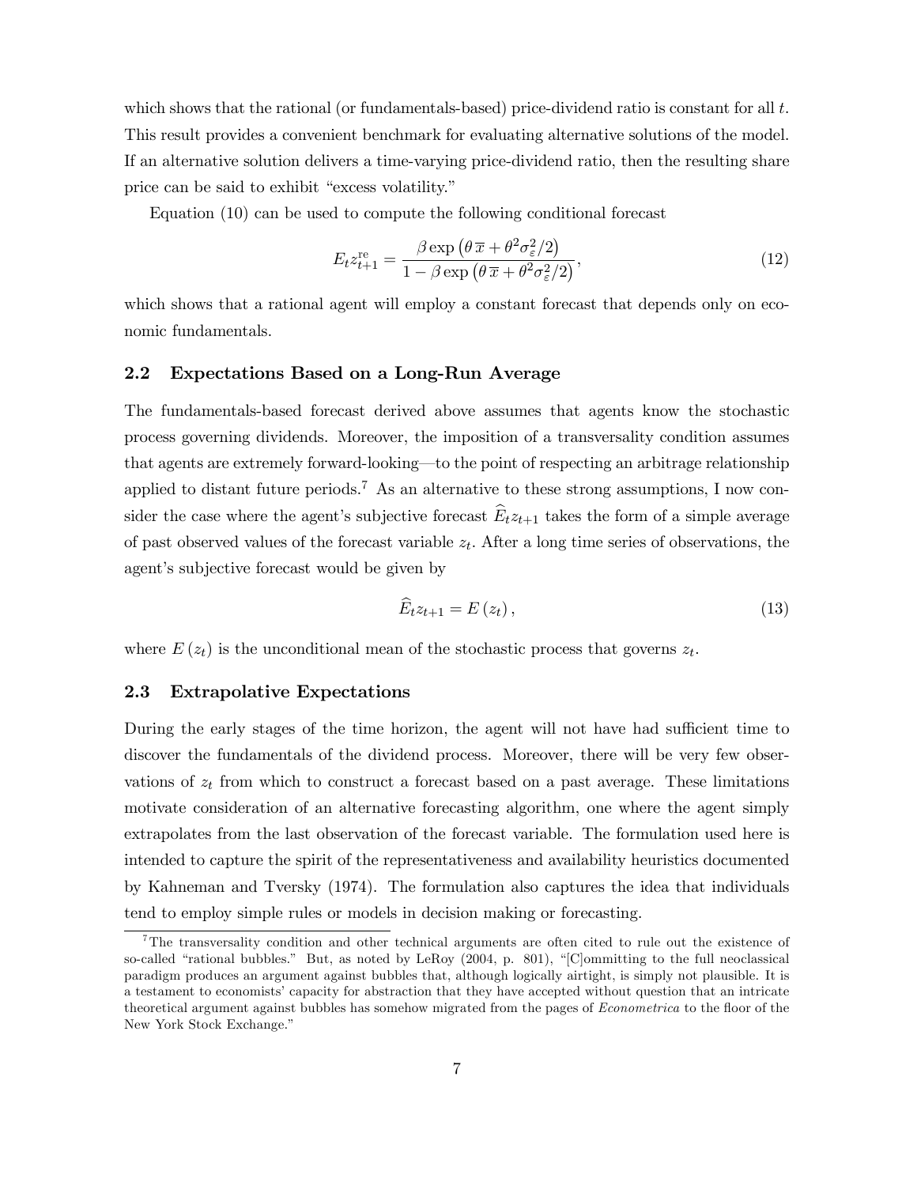which shows that the rational (or fundamentals-based) price-dividend ratio is constant for all $t$. This result provides a convenient benchmark for evaluating alternative solutions of the model. If an alternative solution delivers a time-varying price-dividend ratio, then the resulting share price can be said to exhibit "excess volatility."

Equation (10) can be used to compute the following conditional forecast

$$E_t z_{t+1}^{\text{re}} = \frac{\beta \exp\left(\theta\, \overline{x} + \theta^2 \sigma_\varepsilon^2/2\right)}{1 - \beta \exp\left(\theta\, \overline{x} + \theta^2 \sigma_\varepsilon^2/2\right)}, \tag{12}$$

which shows that a rational agent will employ a constant forecast that depends only on economic fundamentals.

### 2.2 Expectations Based on a Long-Run Average

The fundamentals-based forecast derived above assumes that agents know the stochastic process governing dividends. Moreover, the imposition of a transversality condition assumes that agents are extremely forward-looking—to the point of respecting an arbitrage relationship applied to distant future periods.[7] As an alternative to these strong assumptions, I now consider the case where the agent's subjective forecast $\widehat{E}_t z_{t+1}$ takes the form of a simple average of past observed values of the forecast variable $z_t$. After a long time series of observations, the agent's subjective forecast would be given by

$$\widehat{E}_t z_{t+1} = E\left(z_t\right), \tag{13}$$

where $E\left(z_t\right)$ is the unconditional mean of the stochastic process that governs $z_t$.

### 2.3 Extrapolative Expectations

During the early stages of the time horizon, the agent will not have had sufficient time to discover the fundamentals of the dividend process. Moreover, there will be very few observations of $z_t$ from which to construct a forecast based on a past average. These limitations motivate consideration of an alternative forecasting algorithm, one where the agent simply extrapolates from the last observation of the forecast variable. The formulation used here is intended to capture the spirit of the representativeness and availability heuristics documented by Kahneman and Tversky (1974). The formulation also captures the idea that individuals tend to employ simple rules or models in decision making or forecasting.

[7] The transversality condition and other technical arguments are often cited to rule out the existence of so-called "rational bubbles." But, as noted by LeRoy (2004, p. 801), "[C]ommitting to the full neoclassical paradigm produces an argument against bubbles that, although logically airtight, is simply not plausible. It is a testament to economists' capacity for abstraction that they have accepted without question that an intricate theoretical argument against bubbles has somehow migrated from the pages of *Econometrica* to the floor of the New York Stock Exchange."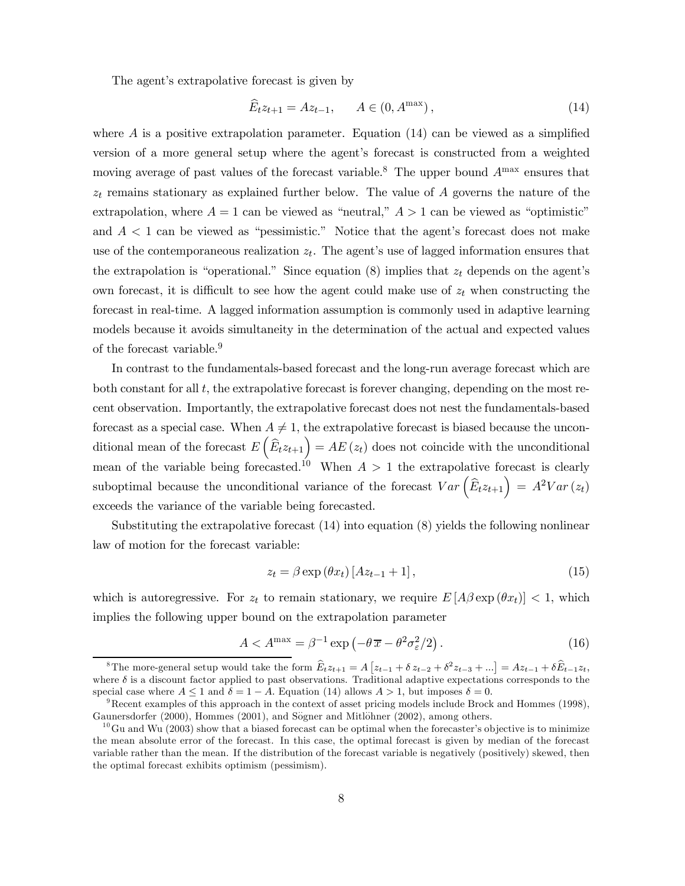The agent's extrapolative forecast is given by

$$\widehat{E}_t z_{t+1} = A z_{t-1}, \qquad A \in (0, A^{\max}), \tag{14}$$

where $A$ is a positive extrapolation parameter. Equation (14) can be viewed as a simplified version of a more general setup where the agent's forecast is constructed from a weighted moving average of past values of the forecast variable.[8] The upper bound $A^{\max}$ ensures that $z_t$ remains stationary as explained further below. The value of $A$ governs the nature of the extrapolation, where $A = 1$ can be viewed as "neutral," $A > 1$ can be viewed as "optimistic" and $A < 1$ can be viewed as "pessimistic." Notice that the agent's forecast does not make use of the contemporaneous realization $z_t$. The agent's use of lagged information ensures that the extrapolation is "operational." Since equation (8) implies that $z_t$ depends on the agent's own forecast, it is difficult to see how the agent could make use of $z_t$ when constructing the forecast in real-time. A lagged information assumption is commonly used in adaptive learning models because it avoids simultaneity in the determination of the actual and expected values of the forecast variable.[9]

In contrast to the fundamentals-based forecast and the long-run average forecast which are both constant for all $t$, the extrapolative forecast is forever changing, depending on the most recent observation. Importantly, the extrapolative forecast does not nest the fundamentals-based forecast as a special case. When $A \neq 1$, the extrapolative forecast is biased because the unconditional mean of the forecast $E\left(\widehat{E}_t z_{t+1}\right) = AE(z_t)$ does not coincide with the unconditional mean of the variable being forecasted.[10] When $A > 1$ the extrapolative forecast is clearly suboptimal because the unconditional variance of the forecast $Var\left(\widehat{E}_t z_{t+1}\right) = A^2 Var(z_t)$ exceeds the variance of the variable being forecasted.

Substituting the extrapolative forecast (14) into equation (8) yields the following nonlinear law of motion for the forecast variable:

$$z_t = \beta \exp(\theta x_t) \left[ A z_{t-1} + 1 \right], \tag{15}$$

which is autoregressive. For $z_t$ to remain stationary, we require $E\left[A\beta \exp(\theta x_t)\right] < 1$, which implies the following upper bound on the extrapolation parameter

$$A < A^{\max} = \beta^{-1} \exp\left(-\theta\, \overline{x} - \theta^2 \sigma_\varepsilon^2 / 2\right). \tag{16}$$

---

[8] The more-general setup would take the form $\widehat{E}_t z_{t+1} = A\left[z_{t-1} + \delta\, z_{t-2} + \delta^2 z_{t-3} + ...\right] = A z_{t-1} + \delta \widehat{E}_{t-1} z_t$, where $\delta$ is a discount factor applied to past observations. Traditional adaptive expectations corresponds to the special case where $A \leq 1$ and $\delta = 1 - A$. Equation (14) allows $A > 1$, but imposes $\delta = 0$.

[9] Recent examples of this approach in the context of asset pricing models include Brock and Hommes (1998), Gaunersdorfer (2000), Hommes (2001), and Sögner and Mitlöhner (2002), among others.

[10] Gu and Wu (2003) show that a biased forecast can be optimal when the forecaster's objective is to minimize the mean absolute error of the forecast. In this case, the optimal forecast is given by median of the forecast variable rather than the mean. If the distribution of the forecast variable is negatively (positively) skewed, then the optimal forecast exhibits optimism (pessimism).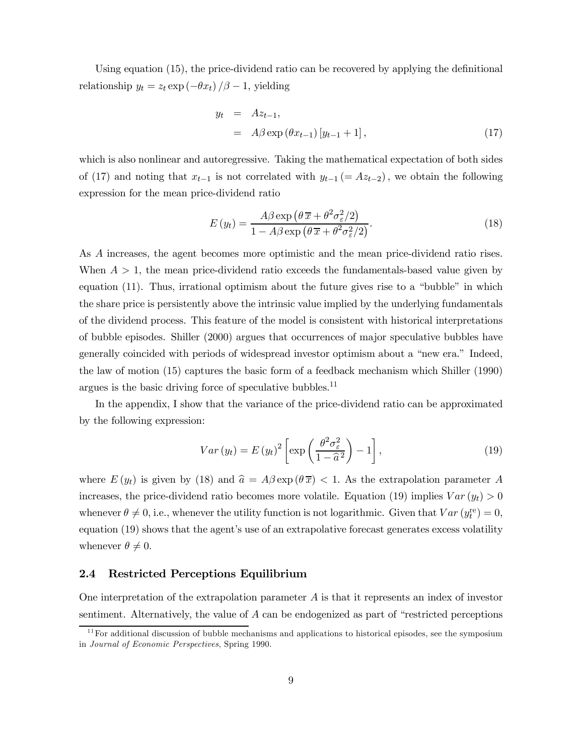Using equation (15), the price-dividend ratio can be recovered by applying the definitional relationship $y_t = z_t \exp(-\theta x_t)/\beta - 1$, yielding

$$
\begin{aligned}
y_t &= A z_{t-1}, \\
&= A\beta \exp(\theta x_{t-1})\left[y_{t-1} + 1\right],
\end{aligned}
\tag{17}
$$

which is also nonlinear and autoregressive. Taking the mathematical expectation of both sides of (17) and noting that $x_{t-1}$ is not correlated with $y_{t-1} (= Az_{t-2})$, we obtain the following expression for the mean price-dividend ratio

$$
E(y_t) = \frac{A\beta \exp\left(\theta\,\overline{x} + \theta^2\sigma_\varepsilon^2/2\right)}{1 - A\beta\exp\left(\theta\,\overline{x} + \theta^2\sigma_\varepsilon^2/2\right)}.
\tag{18}
$$

As $A$ increases, the agent becomes more optimistic and the mean price-dividend ratio rises. When $A > 1$, the mean price-dividend ratio exceeds the fundamentals-based value given by equation (11). Thus, irrational optimism about the future gives rise to a "bubble" in which the share price is persistently above the intrinsic value implied by the underlying fundamentals of the dividend process. This feature of the model is consistent with historical interpretations of bubble episodes. Shiller (2000) argues that occurrences of major speculative bubbles have generally coincided with periods of widespread investor optimism about a "new era." Indeed, the law of motion (15) captures the basic form of a feedback mechanism which Shiller (1990) argues is the basic driving force of speculative bubbles.[11]

In the appendix, I show that the variance of the price-dividend ratio can be approximated by the following expression:

$$
Var(y_t) = E(y_t)^2\left[\exp\left(\frac{\theta^2\sigma_\varepsilon^2}{1-\widehat{a}^{\,2}}\right) - 1\right],
\tag{19}
$$

where $E(y_t)$ is given by (18) and $\widehat{a} = A\beta\exp(\theta\,\overline{x}) < 1$. As the extrapolation parameter $A$ increases, the price-dividend ratio becomes more volatile. Equation (19) implies $Var(y_t) > 0$ whenever $\theta \neq 0$, i.e., whenever the utility function is not logarithmic. Given that $Var(y_t^{\mathrm{re}}) = 0$, equation (19) shows that the agent's use of an extrapolative forecast generates excess volatility whenever $\theta \neq 0$.

### 2.4 Restricted Perceptions Equilibrium

One interpretation of the extrapolation parameter $A$ is that it represents an index of investor sentiment. Alternatively, the value of $A$ can be endogenized as part of "restricted perceptions

[11] For additional discussion of bubble mechanisms and applications to historical episodes, see the symposium in *Journal of Economic Perspectives*, Spring 1990.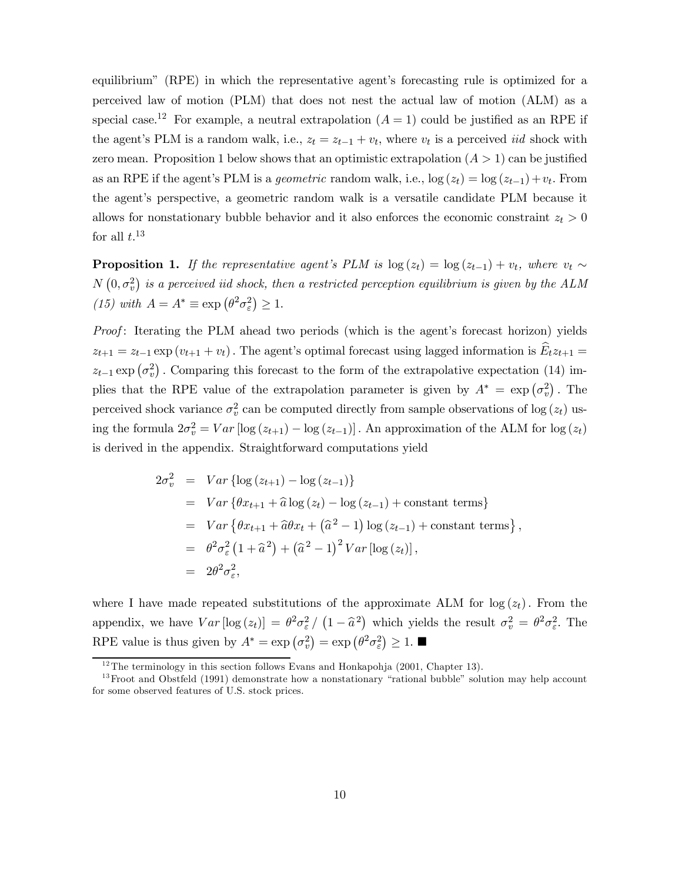equilibrium" (RPE) in which the representative agent's forecasting rule is optimized for a perceived law of motion (PLM) that does not nest the actual law of motion (ALM) as a special case.[12] For example, a neutral extrapolation ($A = 1$) could be justified as an RPE if the agent's PLM is a random walk, i.e., $z_t = z_{t-1} + v_t$, where $v_t$ is a perceived *iid* shock with zero mean. Proposition 1 below shows that an optimistic extrapolation ($A > 1$) can be justified as an RPE if the agent's PLM is a *geometric* random walk, i.e., $\log(z_t) = \log(z_{t-1}) + v_t$. From the agent's perspective, a geometric random walk is a versatile candidate PLM because it allows for nonstationary bubble behavior and it also enforces the economic constraint $z_t > 0$ for all $t$.[13]

**Proposition 1.** *If the representative agent's PLM is $\log(z_t) = \log(z_{t-1}) + v_t$, where $v_t \sim N(0, \sigma_v^2)$ is a perceived iid shock, then a restricted perception equilibrium is given by the ALM (15) with $A = A^* \equiv \exp(\theta^2 \sigma_\varepsilon^2) \geq 1$.*

*Proof*: Iterating the PLM ahead two periods (which is the agent's forecast horizon) yields $z_{t+1} = z_{t-1} \exp(v_{t+1} + v_t)$. The agent's optimal forecast using lagged information is $\widehat{E}_t z_{t+1} = z_{t-1} \exp(\sigma_v^2)$. Comparing this forecast to the form of the extrapolative expectation (14) implies that the RPE value of the extrapolation parameter is given by $A^* = \exp(\sigma_v^2)$. The perceived shock variance $\sigma_v^2$ can be computed directly from sample observations of $\log(z_t)$ using the formula $2\sigma_v^2 = Var[\log(z_{t+1}) - \log(z_{t-1})]$. An approximation of the ALM for $\log(z_t)$ is derived in the appendix. Straightforward computations yield

$$
\begin{aligned}
2\sigma_v^2 &= Var\{\log(z_{t+1}) - \log(z_{t-1})\} \\
&= Var\{\theta x_{t+1} + \widehat{a}\log(z_t) - \log(z_{t-1}) + \text{constant terms}\} \\
&= Var\left\{\theta x_{t+1} + \widehat{a}\theta x_t + \left(\widehat{a}^2 - 1\right)\log(z_{t-1}) + \text{constant terms}\right\}, \\
&= \theta^2\sigma_\varepsilon^2\left(1 + \widehat{a}^2\right) + \left(\widehat{a}^2 - 1\right)^2 Var[\log(z_t)], \\
&= 2\theta^2\sigma_\varepsilon^2,
\end{aligned}
$$

where I have made repeated substitutions of the approximate ALM for $\log(z_t)$. From the appendix, we have $Var[\log(z_t)] = \theta^2\sigma_\varepsilon^2 / \left(1 - \widehat{a}^2\right)$ which yields the result $\sigma_v^2 = \theta^2\sigma_\varepsilon^2$. The RPE value is thus given by $A^* = \exp(\sigma_v^2) = \exp(\theta^2\sigma_\varepsilon^2) \geq 1$. ■

[12] The terminology in this section follows Evans and Honkapohja (2001, Chapter 13).

[13] Froot and Obstfeld (1991) demonstrate how a nonstationary "rational bubble" solution may help account for some observed features of U.S. stock prices.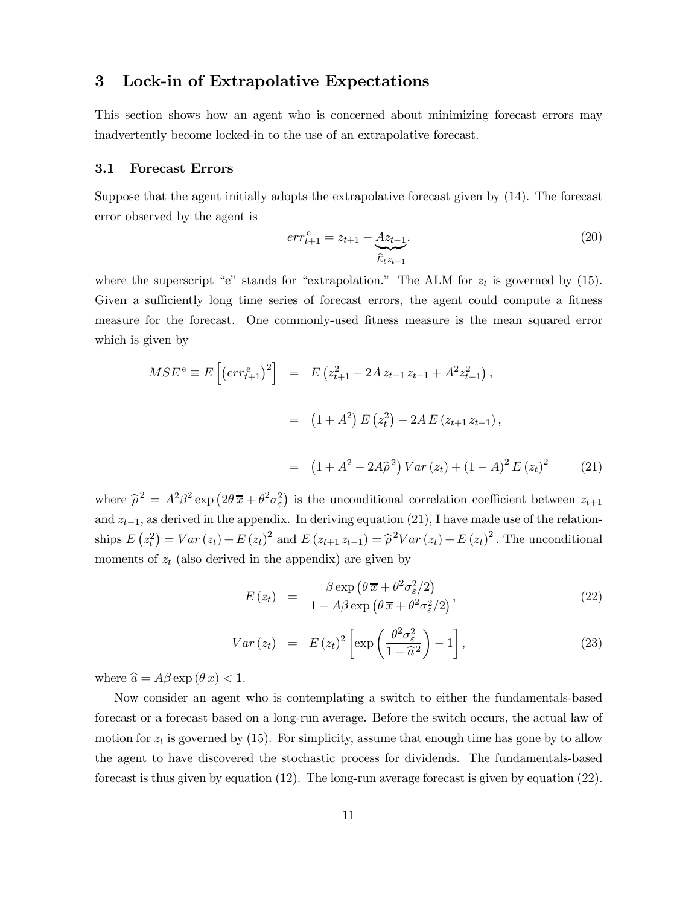## 3 Lock-in of Extrapolative Expectations

This section shows how an agent who is concerned about minimizing forecast errors may inadvertently become locked-in to the use of an extrapolative forecast.

### 3.1 Forecast Errors

Suppose that the agent initially adopts the extrapolative forecast given by (14). The forecast error observed by the agent is

$$err_{t+1}^{\mathrm{e}} = z_{t+1} - \underbrace{A z_{t-1}}_{\widehat{E}_t z_{t+1}}, \tag{20}$$

where the superscript "e" stands for "extrapolation." The ALM for $z_t$ is governed by (15). Given a sufficiently long time series of forecast errors, the agent could compute a fitness measure for the forecast. One commonly-used fitness measure is the mean squared error which is given by

$$\begin{aligned} MSE^{\mathrm{e}} \equiv E\left[\left(err_{t+1}^{\mathrm{e}}\right)^2\right] &= E\left(z_{t+1}^2 - 2A\, z_{t+1}\, z_{t-1} + A^2 z_{t-1}^2\right), \\ &= \left(1 + A^2\right) E\left(z_t^2\right) - 2A\, E\left(z_{t+1}\, z_{t-1}\right), \\ &= \left(1 + A^2 - 2A\widehat{\rho}^{\,2}\right) Var\left(z_t\right) + \left(1 - A\right)^2 E\left(z_t\right)^2 \end{aligned} \tag{21}$$

where $\widehat{\rho}^{\,2} = A^2\beta^2 \exp\left(2\theta\,\overline{x} + \theta^2\sigma_\varepsilon^2\right)$ is the unconditional correlation coefficient between $z_{t+1}$ and $z_{t-1}$, as derived in the appendix. In deriving equation (21), I have made use of the relationships $E\left(z_t^2\right) = Var\left(z_t\right) + E\left(z_t\right)^2$ and $E\left(z_{t+1}\, z_{t-1}\right) = \widehat{\rho}^{\,2} Var\left(z_t\right) + E\left(z_t\right)^2$. The unconditional moments of $z_t$ (also derived in the appendix) are given by

$$E\left(z_t\right) = \frac{\beta \exp\left(\theta\,\overline{x} + \theta^2\sigma_\varepsilon^2/2\right)}{1 - A\beta\exp\left(\theta\,\overline{x} + \theta^2\sigma_\varepsilon^2/2\right)}, \tag{22}$$

$$Var\left(z_t\right) = E\left(z_t\right)^2 \left[\exp\left(\frac{\theta^2\sigma_\varepsilon^2}{1 - \widehat{a}^{\,2}}\right) - 1\right], \tag{23}$$

where $\widehat{a} = A\beta\exp\left(\theta\,\overline{x}\right) < 1$.

Now consider an agent who is contemplating a switch to either the fundamentals-based forecast or a forecast based on a long-run average. Before the switch occurs, the actual law of motion for $z_t$ is governed by (15). For simplicity, assume that enough time has gone by to allow the agent to have discovered the stochastic process for dividends. The fundamentals-based forecast is thus given by equation (12). The long-run average forecast is given by equation (22).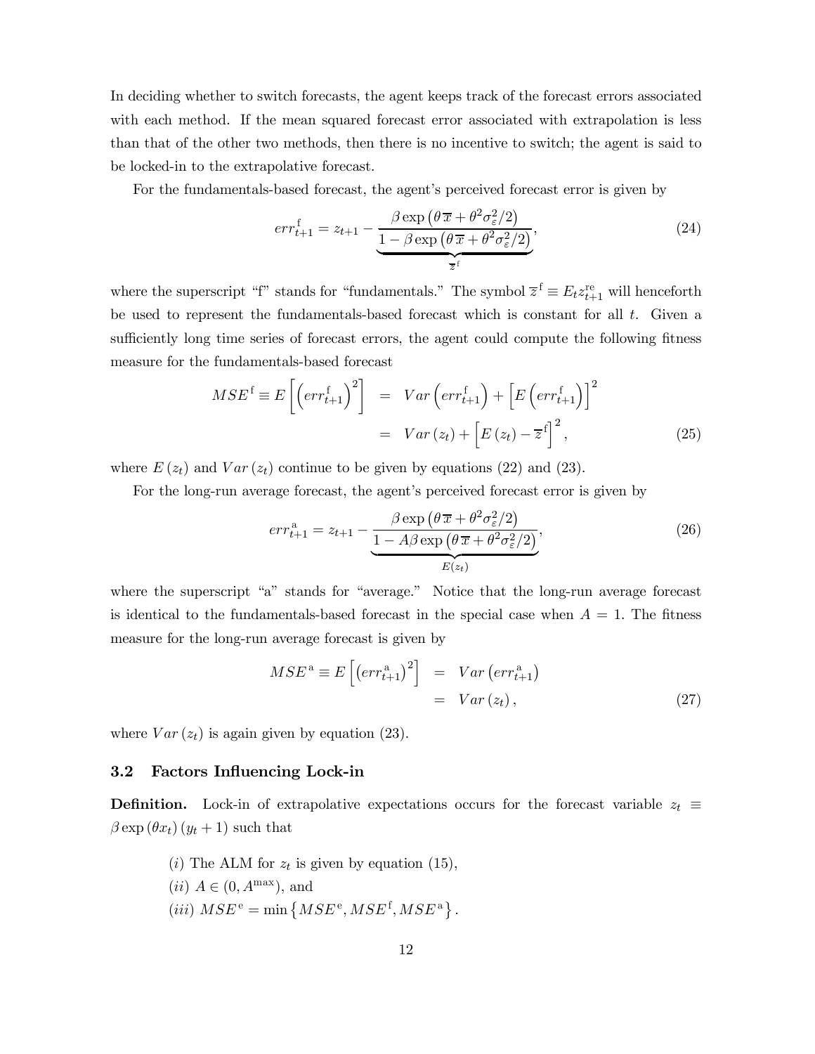In deciding whether to switch forecasts, the agent keeps track of the forecast errors associated with each method. If the mean squared forecast error associated with extrapolation is less than that of the other two methods, then there is no incentive to switch; the agent is said to be locked-in to the extrapolative forecast.

For the fundamentals-based forecast, the agent's perceived forecast error is given by

$$err_{t+1}^{\mathrm{f}} = z_{t+1} - \underbrace{\frac{\beta \exp\left(\theta\,\overline{x} + \theta^2 \sigma_\varepsilon^2/2\right)}{1 - \beta \exp\left(\theta\,\overline{x} + \theta^2 \sigma_\varepsilon^2/2\right)}}_{\overline{z}^{\mathrm{f}}}, \tag{24}$$

where the superscript "f" stands for "fundamentals." The symbol $\overline{z}^{\mathrm{f}} \equiv E_t z_{t+1}^{\mathrm{re}}$ will henceforth be used to represent the fundamentals-based forecast which is constant for all $t$. Given a sufficiently long time series of forecast errors, the agent could compute the following fitness measure for the fundamentals-based forecast

$$\begin{aligned} MSE^{\mathrm{f}} \equiv E\left[\left(err_{t+1}^{\mathrm{f}}\right)^2\right] &= Var\left(err_{t+1}^{\mathrm{f}}\right) + \left[E\left(err_{t+1}^{\mathrm{f}}\right)\right]^2 \\ &= Var\left(z_t\right) + \left[E\left(z_t\right) - \overline{z}^{\mathrm{f}}\right]^2, \end{aligned} \tag{25}$$

where $E(z_t)$ and $Var(z_t)$ continue to be given by equations (22) and (23).

For the long-run average forecast, the agent's perceived forecast error is given by

$$err_{t+1}^{\mathrm{a}} = z_{t+1} - \underbrace{\frac{\beta \exp\left(\theta\,\overline{x} + \theta^2 \sigma_\varepsilon^2/2\right)}{1 - A\beta \exp\left(\theta\,\overline{x} + \theta^2 \sigma_\varepsilon^2/2\right)}}_{E(z_t)}, \tag{26}$$

where the superscript "a" stands for "average." Notice that the long-run average forecast is identical to the fundamentals-based forecast in the special case when $A = 1$. The fitness measure for the long-run average forecast is given by

$$\begin{aligned} MSE^{\mathrm{a}} \equiv E\left[\left(err_{t+1}^{\mathrm{a}}\right)^2\right] &= Var\left(err_{t+1}^{\mathrm{a}}\right) \\ &= Var\left(z_t\right), \end{aligned} \tag{27}$$

where $Var(z_t)$ is again given by equation (23).

### 3.2 Factors Influencing Lock-in

**Definition.** Lock-in of extrapolative expectations occurs for the forecast variable $z_t \equiv \beta \exp(\theta x_t)(y_t + 1)$ such that

(*i*) The ALM for $z_t$ is given by equation (15),

(*ii*) $A \in (0, A^{\max})$, and

(*iii*) $MSE^{\mathrm{e}} = \min\left\{MSE^{\mathrm{e}}, MSE^{\mathrm{f}}, MSE^{\mathrm{a}}\right\}$.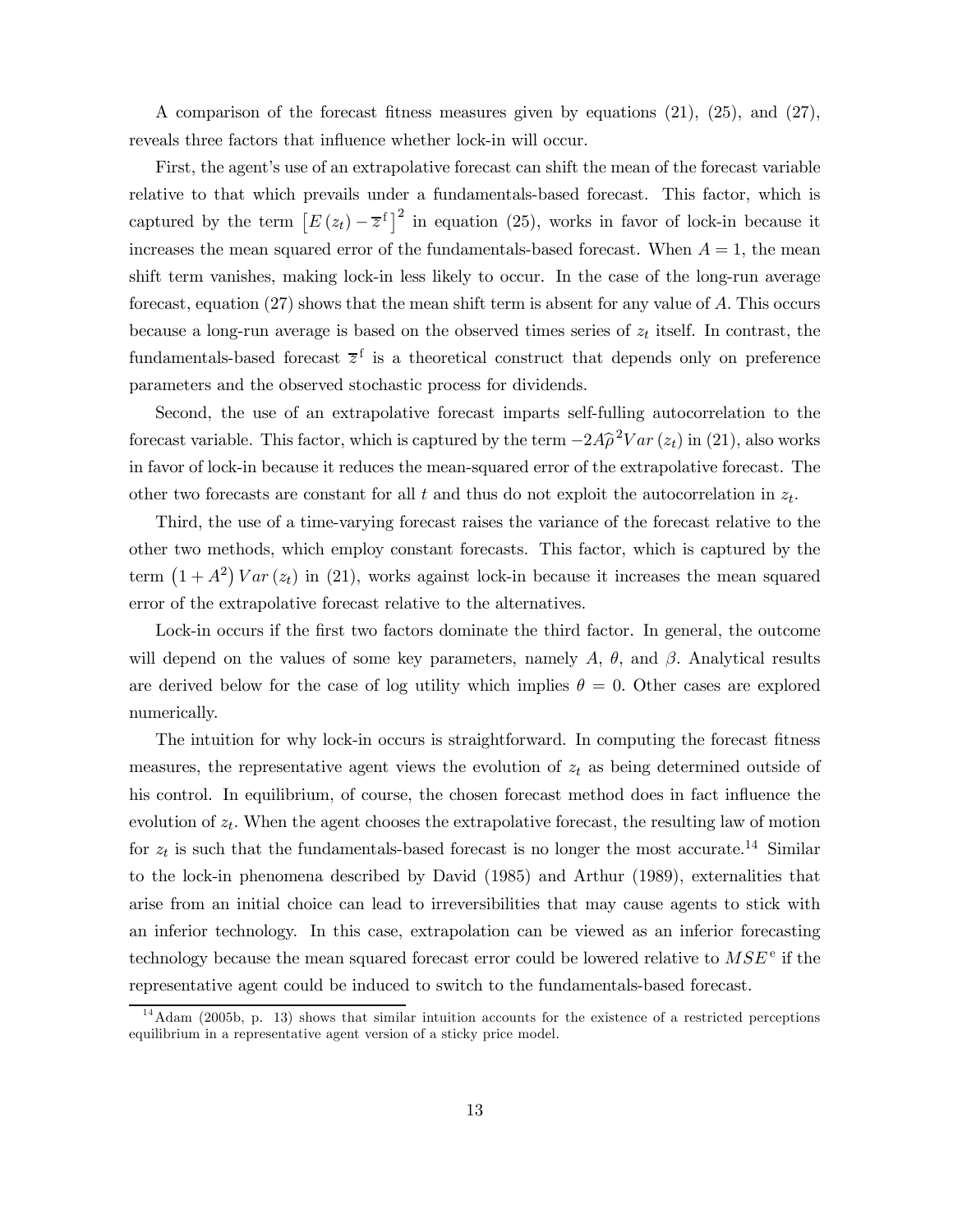A comparison of the forecast fitness measures given by equations (21), (25), and (27), reveals three factors that influence whether lock-in will occur.

First, the agent's use of an extrapolative forecast can shift the mean of the forecast variable relative to that which prevails under a fundamentals-based forecast. This factor, which is captured by the term $\left[E(z_t) - \overline{z}^{\mathrm{f}}\right]^2$ in equation (25), works in favor of lock-in because it increases the mean squared error of the fundamentals-based forecast. When $A = 1$, the mean shift term vanishes, making lock-in less likely to occur. In the case of the long-run average forecast, equation (27) shows that the mean shift term is absent for any value of $A$. This occurs because a long-run average is based on the observed times series of $z_t$ itself. In contrast, the fundamentals-based forecast $\overline{z}^{\mathrm{f}}$ is a theoretical construct that depends only on preference parameters and the observed stochastic process for dividends.

Second, the use of an extrapolative forecast imparts self-fulling autocorrelation to the forecast variable. This factor, which is captured by the term $-2A\widehat{\rho}^2 Var(z_t)$ in (21), also works in favor of lock-in because it reduces the mean-squared error of the extrapolative forecast. The other two forecasts are constant for all $t$ and thus do not exploit the autocorrelation in $z_t$.

Third, the use of a time-varying forecast raises the variance of the forecast relative to the other two methods, which employ constant forecasts. This factor, which is captured by the term $\left(1 + A^2\right) Var(z_t)$ in (21), works against lock-in because it increases the mean squared error of the extrapolative forecast relative to the alternatives.

Lock-in occurs if the first two factors dominate the third factor. In general, the outcome will depend on the values of some key parameters, namely $A$, $\theta$, and $\beta$. Analytical results are derived below for the case of log utility which implies $\theta = 0$. Other cases are explored numerically.

The intuition for why lock-in occurs is straightforward. In computing the forecast fitness measures, the representative agent views the evolution of $z_t$ as being determined outside of his control. In equilibrium, of course, the chosen forecast method does in fact influence the evolution of $z_t$. When the agent chooses the extrapolative forecast, the resulting law of motion for $z_t$ is such that the fundamentals-based forecast is no longer the most accurate.[14] Similar to the lock-in phenomena described by David (1985) and Arthur (1989), externalities that arise from an initial choice can lead to irreversibilities that may cause agents to stick with an inferior technology. In this case, extrapolation can be viewed as an inferior forecasting technology because the mean squared forecast error could be lowered relative to $MSE^{\mathrm{e}}$ if the representative agent could be induced to switch to the fundamentals-based forecast.

[14] Adam (2005b, p. 13) shows that similar intuition accounts for the existence of a restricted perceptions equilibrium in a representative agent version of a sticky price model.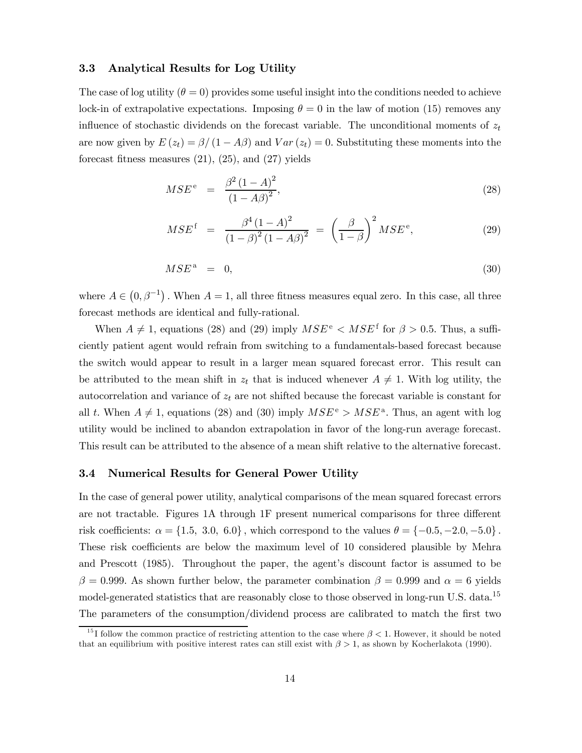### 3.3 Analytical Results for Log Utility

The case of log utility ($\theta = 0$) provides some useful insight into the conditions needed to achieve lock-in of extrapolative expectations. Imposing $\theta = 0$ in the law of motion (15) removes any influence of stochastic dividends on the forecast variable. The unconditional moments of $z_t$ are now given by $E(z_t) = \beta / (1 - A\beta)$ and $Var(z_t) = 0$. Substituting these moments into the forecast fitness measures (21), (25), and (27) yields

$$MSE^{\mathrm{e}} = \frac{\beta^2 (1 - A)^2}{(1 - A\beta)^2}, \tag{28}$$

$$MSE^{\mathrm{f}} = \frac{\beta^4 (1 - A)^2}{(1 - \beta)^2 (1 - A\beta)^2} = \left( \frac{\beta}{1 - \beta} \right)^2 MSE^{\mathrm{e}}, \tag{29}$$

$$MSE^{\mathrm{a}} = 0, \tag{30}$$

where $A \in (0, \beta^{-1})$. When $A = 1$, all three fitness measures equal zero. In this case, all three forecast methods are identical and fully-rational.

When $A \neq 1$, equations (28) and (29) imply $MSE^{\mathrm{e}} < MSE^{\mathrm{f}}$ for $\beta > 0.5$. Thus, a sufficiently patient agent would refrain from switching to a fundamentals-based forecast because the switch would appear to result in a larger mean squared forecast error. This result can be attributed to the mean shift in $z_t$ that is induced whenever $A \neq 1$. With log utility, the autocorrelation and variance of $z_t$ are not shifted because the forecast variable is constant for all $t$. When $A \neq 1$, equations (28) and (30) imply $MSE^{\mathrm{e}} > MSE^{\mathrm{a}}$. Thus, an agent with log utility would be inclined to abandon extrapolation in favor of the long-run average forecast. This result can be attributed to the absence of a mean shift relative to the alternative forecast.

### 3.4 Numerical Results for General Power Utility

In the case of general power utility, analytical comparisons of the mean squared forecast errors are not tractable. Figures 1A through 1F present numerical comparisons for three different risk coefficients: $\alpha = \{1.5,\ 3.0,\ 6.0\}$, which correspond to the values $\theta = \{-0.5, -2.0, -5.0\}$. These risk coefficients are below the maximum level of 10 considered plausible by Mehra and Prescott (1985). Throughout the paper, the agent's discount factor is assumed to be $\beta = 0.999$. As shown further below, the parameter combination $\beta = 0.999$ and $\alpha = 6$ yields model-generated statistics that are reasonably close to those observed in long-run U.S. data.[15] The parameters of the consumption/dividend process are calibrated to match the first two

[15] I follow the common practice of restricting attention to the case where $\beta < 1$. However, it should be noted that an equilibrium with positive interest rates can still exist with $\beta > 1$, as shown by Kocherlakota (1990).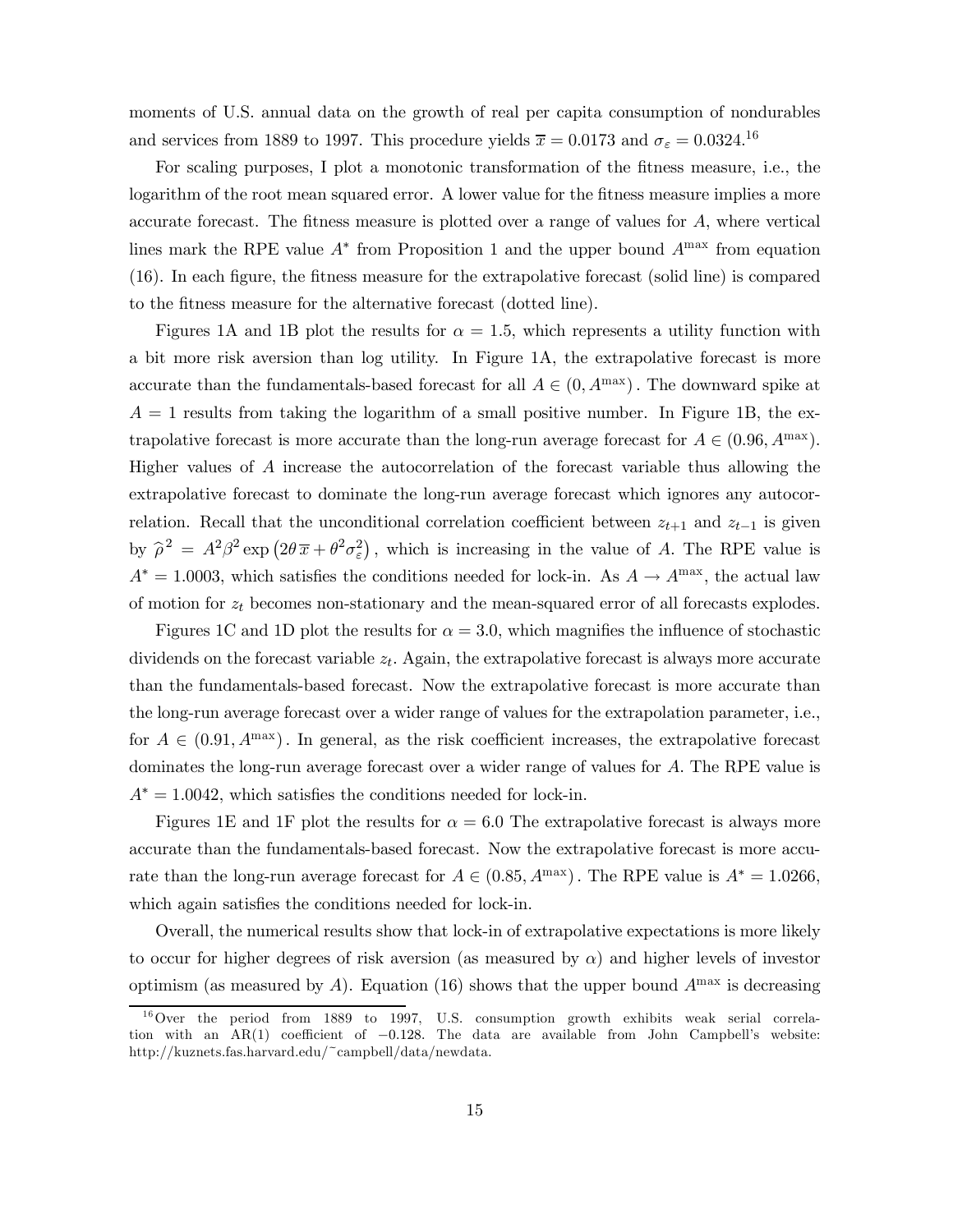moments of U.S. annual data on the growth of real per capita consumption of nondurables and services from 1889 to 1997. This procedure yields $\overline{x} = 0.0173$ and $\sigma_{\varepsilon} = 0.0324$.[16]

For scaling purposes, I plot a monotonic transformation of the fitness measure, i.e., the logarithm of the root mean squared error. A lower value for the fitness measure implies a more accurate forecast. The fitness measure is plotted over a range of values for $A$, where vertical lines mark the RPE value $A^*$ from Proposition 1 and the upper bound $A^{\max}$ from equation (16). In each figure, the fitness measure for the extrapolative forecast (solid line) is compared to the fitness measure for the alternative forecast (dotted line).

Figures 1A and 1B plot the results for $\alpha = 1.5$, which represents a utility function with a bit more risk aversion than log utility. In Figure 1A, the extrapolative forecast is more accurate than the fundamentals-based forecast for all $A \in (0, A^{\max})$. The downward spike at $A = 1$ results from taking the logarithm of a small positive number. In Figure 1B, the extrapolative forecast is more accurate than the long-run average forecast for $A \in (0.96, A^{\max})$. Higher values of $A$ increase the autocorrelation of the forecast variable thus allowing the extrapolative forecast to dominate the long-run average forecast which ignores any autocorrelation. Recall that the unconditional correlation coefficient between $z_{t+1}$ and $z_{t-1}$ is given by $\widehat{\rho}^{\,2} = A^2 \beta^2 \exp\left(2\theta\,\overline{x} + \theta^2 \sigma_{\varepsilon}^2\right)$, which is increasing in the value of $A$. The RPE value is $A^* = 1.0003$, which satisfies the conditions needed for lock-in. As $A \rightarrow A^{\max}$, the actual law of motion for $z_t$ becomes non-stationary and the mean-squared error of all forecasts explodes.

Figures 1C and 1D plot the results for $\alpha = 3.0$, which magnifies the influence of stochastic dividends on the forecast variable $z_t$. Again, the extrapolative forecast is always more accurate than the fundamentals-based forecast. Now the extrapolative forecast is more accurate than the long-run average forecast over a wider range of values for the extrapolation parameter, i.e., for $A \in (0.91, A^{\max})$. In general, as the risk coefficient increases, the extrapolative forecast dominates the long-run average forecast over a wider range of values for $A$. The RPE value is $A^* = 1.0042$, which satisfies the conditions needed for lock-in.

Figures 1E and 1F plot the results for $\alpha = 6.0$ The extrapolative forecast is always more accurate than the fundamentals-based forecast. Now the extrapolative forecast is more accurate than the long-run average forecast for $A \in (0.85, A^{\max})$. The RPE value is $A^* = 1.0266$, which again satisfies the conditions needed for lock-in.

Overall, the numerical results show that lock-in of extrapolative expectations is more likely to occur for higher degrees of risk aversion (as measured by $\alpha$) and higher levels of investor optimism (as measured by $A$). Equation (16) shows that the upper bound $A^{\max}$ is decreasing

[16] Over the period from 1889 to 1997, U.S. consumption growth exhibits weak serial correlation with an AR(1) coefficient of $-0.128$. The data are available from John Campbell's website: http://kuznets.fas.harvard.edu/~campbell/data/newdata.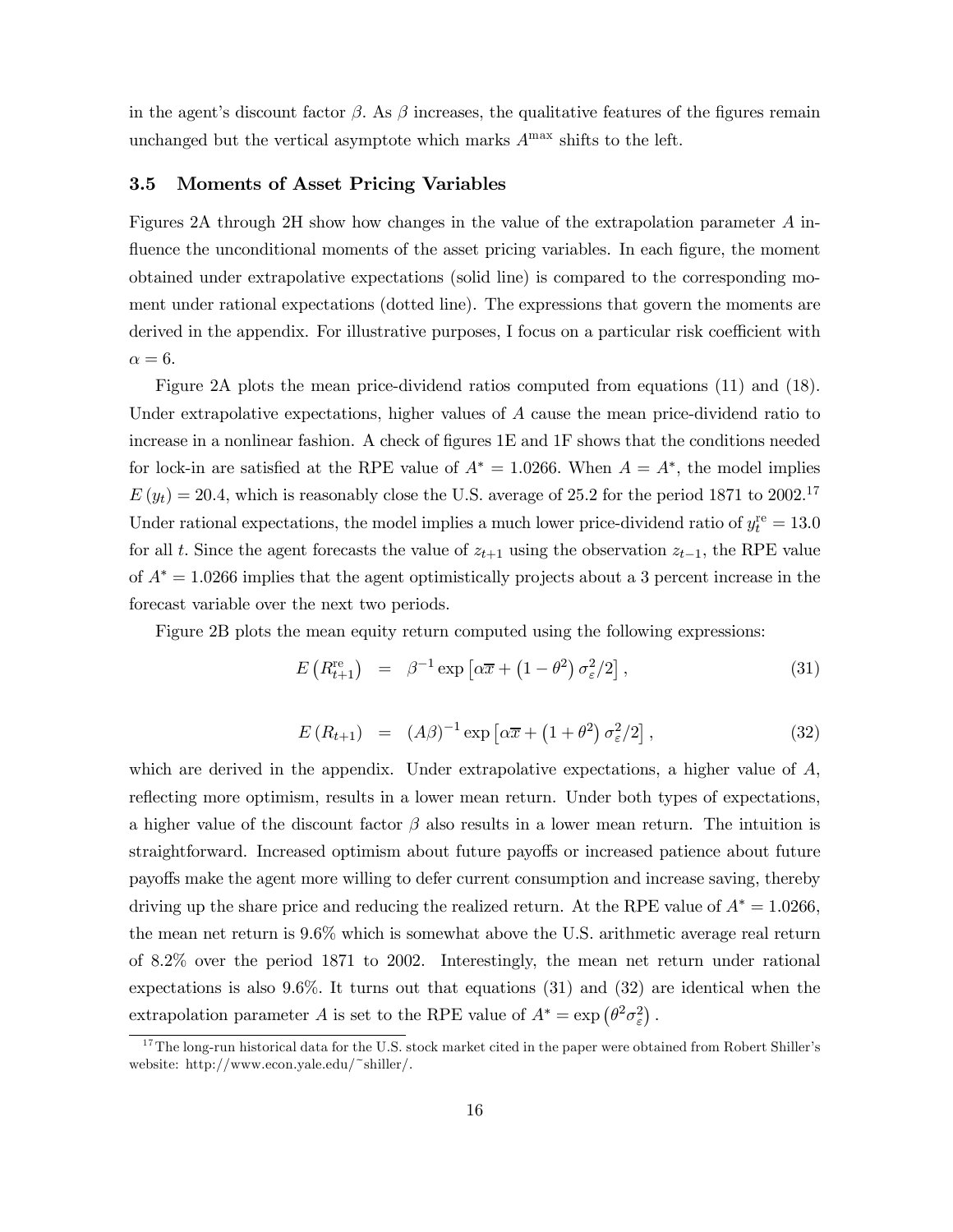in the agent's discount factor $\beta$. As $\beta$ increases, the qualitative features of the figures remain unchanged but the vertical asymptote which marks $A^{\max}$ shifts to the left.

### 3.5 Moments of Asset Pricing Variables

Figures 2A through 2H show how changes in the value of the extrapolation parameter $A$ influence the unconditional moments of the asset pricing variables. In each figure, the moment obtained under extrapolative expectations (solid line) is compared to the corresponding moment under rational expectations (dotted line). The expressions that govern the moments are derived in the appendix. For illustrative purposes, I focus on a particular risk coefficient with $\alpha = 6$.

Figure 2A plots the mean price-dividend ratios computed from equations (11) and (18). Under extrapolative expectations, higher values of $A$ cause the mean price-dividend ratio to increase in a nonlinear fashion. A check of figures 1E and 1F shows that the conditions needed for lock-in are satisfied at the RPE value of $A^* = 1.0266$. When $A = A^*$, the model implies $E(y_t) = 20.4$, which is reasonably close the U.S. average of 25.2 for the period 1871 to 2002.[17] Under rational expectations, the model implies a much lower price-dividend ratio of $y_t^{\text{re}} = 13.0$ for all $t$. Since the agent forecasts the value of $z_{t+1}$ using the observation $z_{t-1}$, the RPE value of $A^* = 1.0266$ implies that the agent optimistically projects about a 3 percent increase in the forecast variable over the next two periods.

Figure 2B plots the mean equity return computed using the following expressions:

$$E\left(R_{t+1}^{\text{re}}\right) = \beta^{-1} \exp\left[\alpha \overline{x} + \left(1 - \theta^2\right) \sigma_\varepsilon^2 / 2\right], \tag{31}$$

$$E\left(R_{t+1}\right) = (A\beta)^{-1} \exp\left[\alpha \overline{x} + \left(1 + \theta^2\right) \sigma_\varepsilon^2 / 2\right], \tag{32}$$

which are derived in the appendix. Under extrapolative expectations, a higher value of $A$, reflecting more optimism, results in a lower mean return. Under both types of expectations, a higher value of the discount factor $\beta$ also results in a lower mean return. The intuition is straightforward. Increased optimism about future payoffs or increased patience about future payoffs make the agent more willing to defer current consumption and increase saving, thereby driving up the share price and reducing the realized return. At the RPE value of $A^* = 1.0266$, the mean net return is 9.6% which is somewhat above the U.S. arithmetic average real return of 8.2% over the period 1871 to 2002. Interestingly, the mean net return under rational expectations is also 9.6%. It turns out that equations (31) and (32) are identical when the extrapolation parameter $A$ is set to the RPE value of $A^* = \exp\left(\theta^2 \sigma_\varepsilon^2\right)$.

[17] The long-run historical data for the U.S. stock market cited in the paper were obtained from Robert Shiller's website: http://www.econ.yale.edu/~shiller/.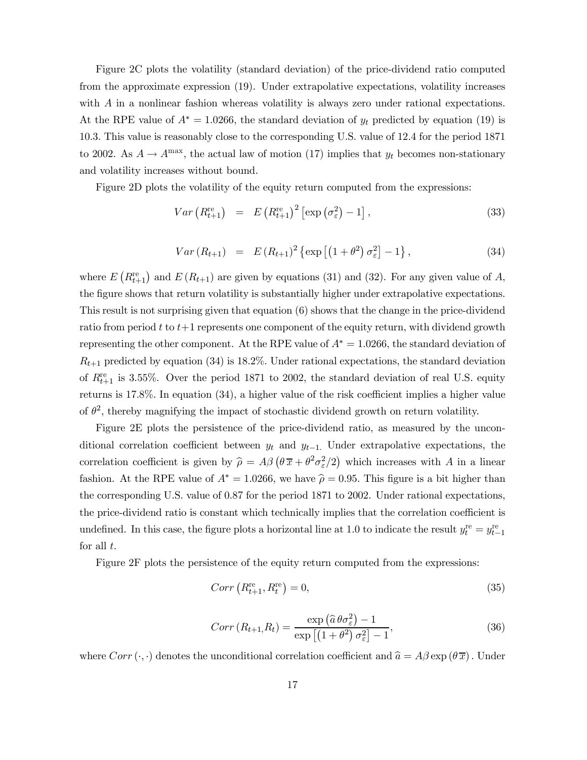Figure 2C plots the volatility (standard deviation) of the price-dividend ratio computed from the approximate expression (19). Under extrapolative expectations, volatility increases with $A$ in a nonlinear fashion whereas volatility is always zero under rational expectations. At the RPE value of $A^* = 1.0266$, the standard deviation of $y_t$ predicted by equation (19) is 10.3. This value is reasonably close to the corresponding U.S. value of 12.4 for the period 1871 to 2002. As $A \to A^{\max}$, the actual law of motion (17) implies that $y_t$ becomes non-stationary and volatility increases without bound.

Figure 2D plots the volatility of the equity return computed from the expressions:

$$Var\left(R_{t+1}^{\text{re}}\right) = E\left(R_{t+1}^{\text{re}}\right)^2 \left[\exp\left(\sigma_\varepsilon^2\right) - 1\right], \tag{33}$$

$$Var\left(R_{t+1}\right) = E\left(R_{t+1}\right)^2 \left\{\exp\left[\left(1+\theta^2\right)\sigma_\varepsilon^2\right] - 1\right\}, \tag{34}$$

where $E\left(R_{t+1}^{\text{re}}\right)$ and $E\left(R_{t+1}\right)$ are given by equations (31) and (32). For any given value of $A$, the figure shows that return volatility is substantially higher under extrapolative expectations. This result is not surprising given that equation (6) shows that the change in the price-dividend ratio from period $t$ to $t+1$ represents one component of the equity return, with dividend growth representing the other component. At the RPE value of $A^* = 1.0266$, the standard deviation of $R_{t+1}$ predicted by equation (34) is 18.2%. Under rational expectations, the standard deviation of $R_{t+1}^{\text{re}}$ is 3.55%. Over the period 1871 to 2002, the standard deviation of real U.S. equity returns is 17.8%. In equation (34), a higher value of the risk coefficient implies a higher value of $\theta^2$, thereby magnifying the impact of stochastic dividend growth on return volatility.

Figure 2E plots the persistence of the price-dividend ratio, as measured by the unconditional correlation coefficient between $y_t$ and $y_{t-1}$. Under extrapolative expectations, the correlation coefficient is given by $\widehat{\rho} = A\beta\left(\theta\,\overline{x} + \theta^2\sigma_\varepsilon^2/2\right)$ which increases with $A$ in a linear fashion. At the RPE value of $A^* = 1.0266$, we have $\widehat{\rho} = 0.95$. This figure is a bit higher than the corresponding U.S. value of 0.87 for the period 1871 to 2002. Under rational expectations, the price-dividend ratio is constant which technically implies that the correlation coefficient is undefined. In this case, the figure plots a horizontal line at 1.0 to indicate the result $y_t^{\text{re}} = y_{t-1}^{\text{re}}$ for all $t$.

Figure 2F plots the persistence of the equity return computed from the expressions:

$$Corr\left(R_{t+1}^{\text{re}}, R_t^{\text{re}}\right) = 0, \tag{35}$$

$$Corr\left(R_{t+1,}R_t\right) = \frac{\exp\left(\widehat{a}\,\theta\sigma_\varepsilon^2\right) - 1}{\exp\left[\left(1+\theta^2\right)\sigma_\varepsilon^2\right] - 1}, \tag{36}$$

where $Corr\left(\cdot,\cdot\right)$ denotes the unconditional correlation coefficient and $\widehat{a} = A\beta\exp\left(\theta\,\overline{x}\right)$. Under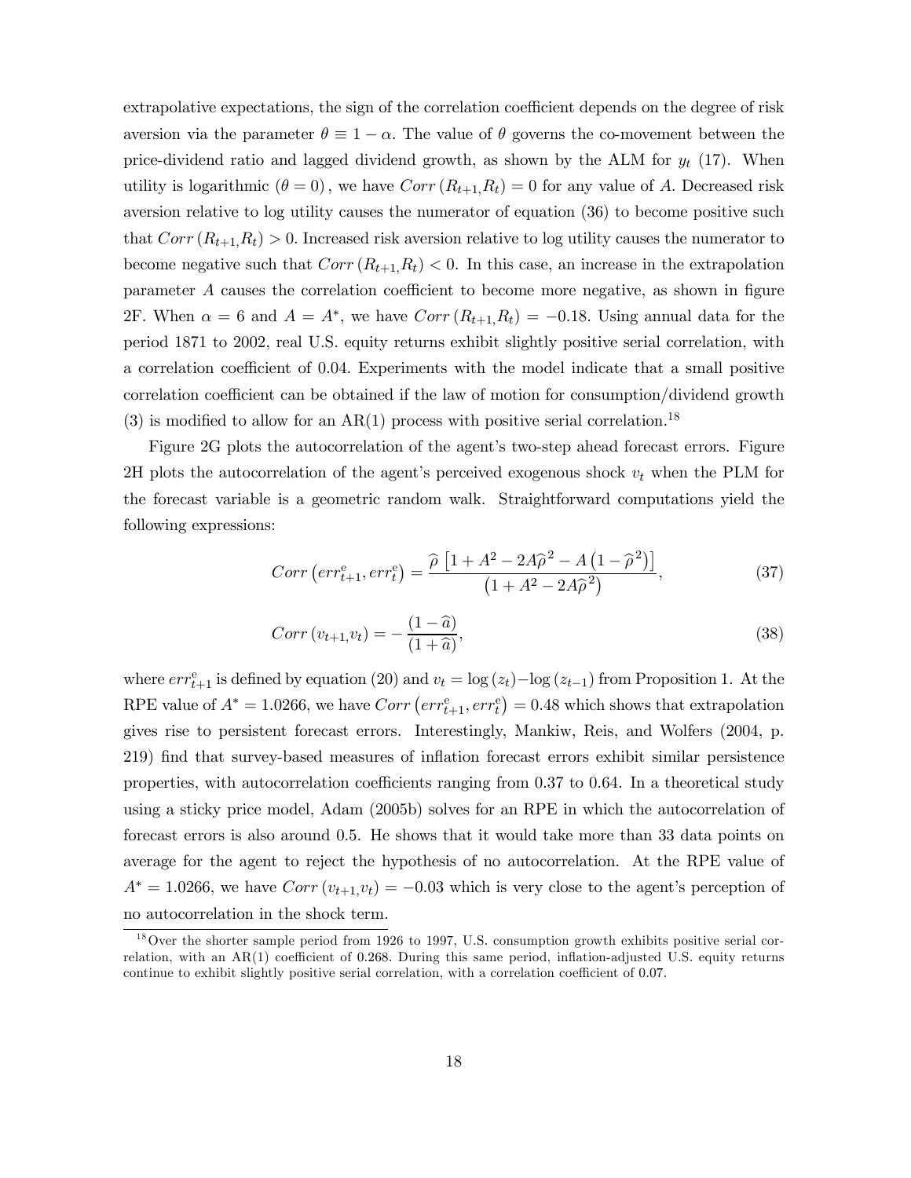extrapolative expectations, the sign of the correlation coefficient depends on the degree of risk aversion via the parameter $\theta \equiv 1-\alpha$. The value of $\theta$ governs the co-movement between the price-dividend ratio and lagged dividend growth, as shown by the ALM for $y_t$ (17). When utility is logarithmic $(\theta = 0)$, we have $Corr\left(R_{t+1,}R_t\right) = 0$ for any value of $A$. Decreased risk aversion relative to log utility causes the numerator of equation (36) to become positive such that $Corr\left(R_{t+1,}R_t\right) > 0$. Increased risk aversion relative to log utility causes the numerator to become negative such that $Corr\left(R_{t+1,}R_t\right) < 0$. In this case, an increase in the extrapolation parameter $A$ causes the correlation coefficient to become more negative, as shown in figure 2F. When $\alpha = 6$ and $A = A^*$, we have $Corr\left(R_{t+1,}R_t\right) = -0.18$. Using annual data for the period 1871 to 2002, real U.S. equity returns exhibit slightly positive serial correlation, with a correlation coefficient of 0.04. Experiments with the model indicate that a small positive correlation coefficient can be obtained if the law of motion for consumption/dividend growth (3) is modified to allow for an AR(1) process with positive serial correlation.[18]

Figure 2G plots the autocorrelation of the agent's two-step ahead forecast errors. Figure 2H plots the autocorrelation of the agent's perceived exogenous shock $v_t$ when the PLM for the forecast variable is a geometric random walk. Straightforward computations yield the following expressions:

$$Corr\left(err_{t+1}^{e}, err_{t}^{e}\right) = \frac{\widehat{\rho}\left[1 + A^2 - 2A\widehat{\rho}^{\,2} - A\left(1-\widehat{\rho}^{\,2}\right)\right]}{\left(1 + A^2 - 2A\widehat{\rho}^{\,2}\right)}, \tag{37}$$

$$Corr\left(v_{t+1,}v_t\right) = -\frac{(1-\widehat{a})}{(1+\widehat{a})}, \tag{38}$$

where $err_{t+1}^{e}$ is defined by equation (20) and $v_t = \log(z_t) - \log(z_{t-1})$ from Proposition 1. At the RPE value of $A^* = 1.0266$, we have $Corr\left(err_{t+1}^{e}, err_{t}^{e}\right) = 0.48$ which shows that extrapolation gives rise to persistent forecast errors. Interestingly, Mankiw, Reis, and Wolfers (2004, p. 219) find that survey-based measures of inflation forecast errors exhibit similar persistence properties, with autocorrelation coefficients ranging from 0.37 to 0.64. In a theoretical study using a sticky price model, Adam (2005b) solves for an RPE in which the autocorrelation of forecast errors is also around 0.5. He shows that it would take more than 33 data points on average for the agent to reject the hypothesis of no autocorrelation. At the RPE value of $A^* = 1.0266$, we have $Corr\left(v_{t+1,}v_t\right) = -0.03$ which is very close to the agent's perception of no autocorrelation in the shock term.

[18] Over the shorter sample period from 1926 to 1997, U.S. consumption growth exhibits positive serial correlation, with an AR(1) coefficient of 0.268. During this same period, inflation-adjusted U.S. equity returns continue to exhibit slightly positive serial correlation, with a correlation coefficient of 0.07.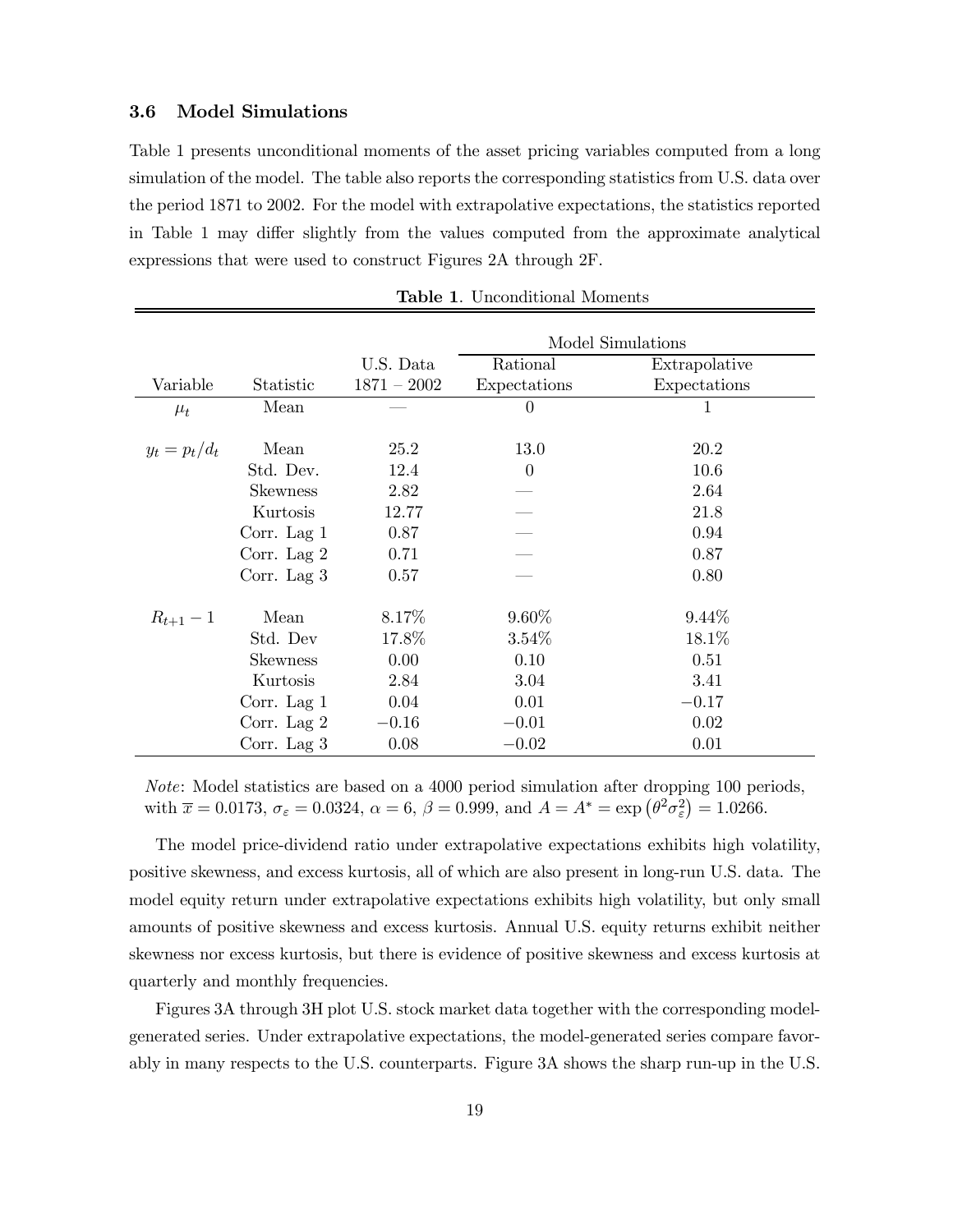### 3.6 Model Simulations

Table 1 presents unconditional moments of the asset pricing variables computed from a long simulation of the model. The table also reports the corresponding statistics from U.S. data over the period 1871 to 2002. For the model with extrapolative expectations, the statistics reported in Table 1 may differ slightly from the values computed from the approximate analytical expressions that were used to construct Figures 2A through 2F.

**Table 1**. Unconditional Moments

| Variable | Statistic | U.S. Data 1871 − 2002 | Model Simulations: Rational Expectations | Model Simulations: Extrapolative Expectations |
|---|---|---|---|---|
| $\mu_t$ | Mean | — | 0 | 1 |
| $y_t = p_t/d_t$ | Mean | 25.2 | 13.0 | 20.2 |
| | Std. Dev. | 12.4 | 0 | 10.6 |
| | Skewness | 2.82 | — | 2.64 |
| | Kurtosis | 12.77 | — | 21.8 |
| | Corr. Lag 1 | 0.87 | — | 0.94 |
| | Corr. Lag 2 | 0.71 | — | 0.87 |
| | Corr. Lag 3 | 0.57 | — | 0.80 |
| $R_{t+1} - 1$ | Mean | 8.17% | 9.60% | 9.44% |
| | Std. Dev | 17.8% | 3.54% | 18.1% |
| | Skewness | 0.00 | 0.10 | 0.51 |
| | Kurtosis | 2.84 | 3.04 | 3.41 |
| | Corr. Lag 1 | 0.04 | 0.01 | −0.17 |
| | Corr. Lag 2 | −0.16 | −0.01 | 0.02 |
| | Corr. Lag 3 | 0.08 | −0.02 | 0.01 |

*Note*: Model statistics are based on a 4000 period simulation after dropping 100 periods, with $\overline{x} = 0.0173$, $\sigma_\varepsilon = 0.0324$, $\alpha = 6$, $\beta = 0.999$, and $A = A^* = \exp\left(\theta^2 \sigma_\varepsilon^2\right) = 1.0266$.

The model price-dividend ratio under extrapolative expectations exhibits high volatility, positive skewness, and excess kurtosis, all of which are also present in long-run U.S. data. The model equity return under extrapolative expectations exhibits high volatility, but only small amounts of positive skewness and excess kurtosis. Annual U.S. equity returns exhibit neither skewness nor excess kurtosis, but there is evidence of positive skewness and excess kurtosis at quarterly and monthly frequencies.

Figures 3A through 3H plot U.S. stock market data together with the corresponding model-generated series. Under extrapolative expectations, the model-generated series compare favorably in many respects to the U.S. counterparts. Figure 3A shows the sharp run-up in the U.S.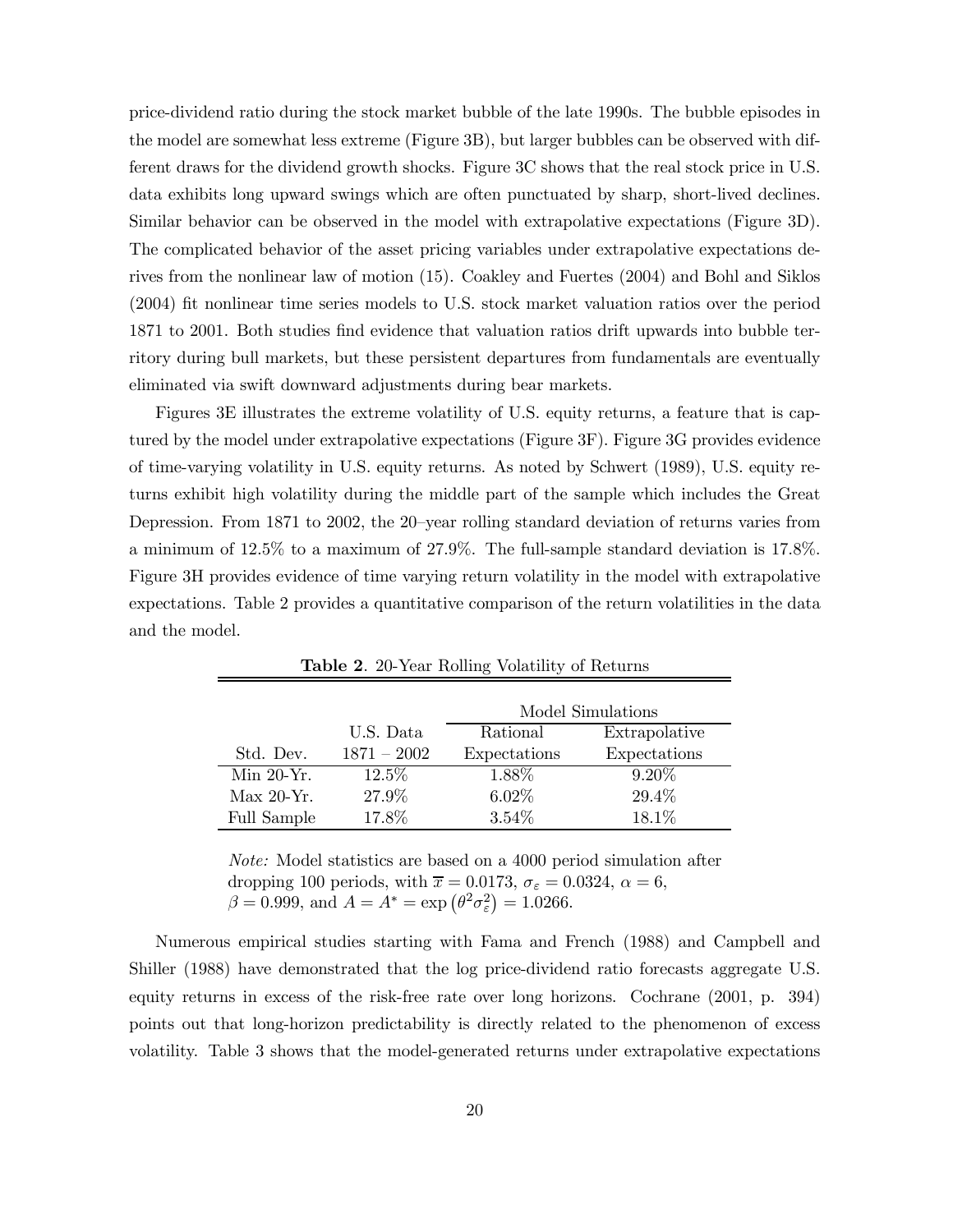price-dividend ratio during the stock market bubble of the late 1990s. The bubble episodes in the model are somewhat less extreme (Figure 3B), but larger bubbles can be observed with different draws for the dividend growth shocks. Figure 3C shows that the real stock price in U.S. data exhibits long upward swings which are often punctuated by sharp, short-lived declines. Similar behavior can be observed in the model with extrapolative expectations (Figure 3D). The complicated behavior of the asset pricing variables under extrapolative expectations derives from the nonlinear law of motion (15). Coakley and Fuertes (2004) and Bohl and Siklos (2004) fit nonlinear time series models to U.S. stock market valuation ratios over the period 1871 to 2001. Both studies find evidence that valuation ratios drift upwards into bubble territory during bull markets, but these persistent departures from fundamentals are eventually eliminated via swift downward adjustments during bear markets.

Figures 3E illustrates the extreme volatility of U.S. equity returns, a feature that is captured by the model under extrapolative expectations (Figure 3F). Figure 3G provides evidence of time-varying volatility in U.S. equity returns. As noted by Schwert (1989), U.S. equity returns exhibit high volatility during the middle part of the sample which includes the Great Depression. From 1871 to 2002, the 20–year rolling standard deviation of returns varies from a minimum of 12.5% to a maximum of 27.9%. The full-sample standard deviation is 17.8%. Figure 3H provides evidence of time varying return volatility in the model with extrapolative expectations. Table 2 provides a quantitative comparison of the return volatilities in the data and the model.

**Table 2**. 20-Year Rolling Volatility of Returns

| | | Model Simulations | |
|---|---|---|---|
| | U.S. Data | Rational | Extrapolative |
| Std. Dev. | 1871 – 2002 | Expectations | Expectations |
| Min 20-Yr. | 12.5% | 1.88% | 9.20% |
| Max 20-Yr. | 27.9% | 6.02% | 29.4% |
| Full Sample | 17.8% | 3.54% | 18.1% |

*Note:* Model statistics are based on a 4000 period simulation after dropping 100 periods, with $\overline{x} = 0.0173$, $\sigma_\varepsilon = 0.0324$, $\alpha = 6$, $\beta = 0.999$, and $A = A^* = \exp\left(\theta^2 \sigma_\varepsilon^2\right) = 1.0266$.

Numerous empirical studies starting with Fama and French (1988) and Campbell and Shiller (1988) have demonstrated that the log price-dividend ratio forecasts aggregate U.S. equity returns in excess of the risk-free rate over long horizons. Cochrane (2001, p. 394) points out that long-horizon predictability is directly related to the phenomenon of excess volatility. Table 3 shows that the model-generated returns under extrapolative expectations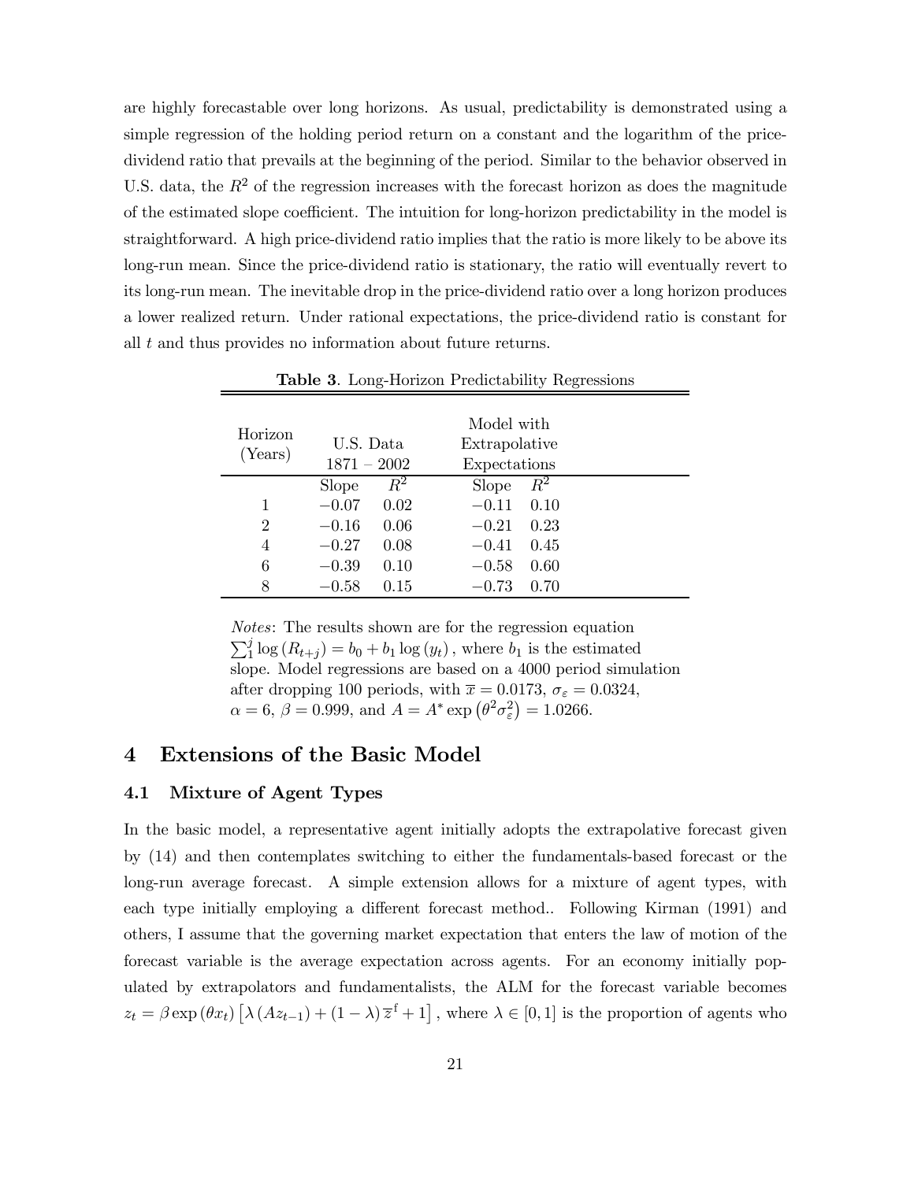are highly forecastable over long horizons. As usual, predictability is demonstrated using a simple regression of the holding period return on a constant and the logarithm of the price-dividend ratio that prevails at the beginning of the period. Similar to the behavior observed in U.S. data, the $R^2$ of the regression increases with the forecast horizon as does the magnitude of the estimated slope coefficient. The intuition for long-horizon predictability in the model is straightforward. A high price-dividend ratio implies that the ratio is more likely to be above its long-run mean. Since the price-dividend ratio is stationary, the ratio will eventually revert to its long-run mean. The inevitable drop in the price-dividend ratio over a long horizon produces a lower realized return. Under rational expectations, the price-dividend ratio is constant for all $t$ and thus provides no information about future returns.

**Table 3**. Long-Horizon Predictability Regressions

| Horizon (Years) | U.S. Data 1871 – 2002 | | Model with Extrapolative Expectations | |
|---|---|---|---|---|
| | Slope | $R^2$ | Slope | $R^2$ |
| 1 | $-0.07$ | 0.02 | $-0.11$ | 0.10 |
| 2 | $-0.16$ | 0.06 | $-0.21$ | 0.23 |
| 4 | $-0.27$ | 0.08 | $-0.41$ | 0.45 |
| 6 | $-0.39$ | 0.10 | $-0.58$ | 0.60 |
| 8 | $-0.58$ | 0.15 | $-0.73$ | 0.70 |

*Notes*: The results shown are for the regression equation $\sum_1^j \log(R_{t+j}) = b_0 + b_1 \log(y_t)$, where $b_1$ is the estimated slope. Model regressions are based on a 4000 period simulation after dropping 100 periods, with $\overline{x} = 0.0173$, $\sigma_\varepsilon = 0.0324$, $\alpha = 6$, $\beta = 0.999$, and $A = A^* \exp\left(\theta^2 \sigma_\varepsilon^2\right) = 1.0266$.

# 4 Extensions of the Basic Model

## 4.1 Mixture of Agent Types

In the basic model, a representative agent initially adopts the extrapolative forecast given by (14) and then contemplates switching to either the fundamentals-based forecast or the long-run average forecast. A simple extension allows for a mixture of agent types, with each type initially employing a different forecast method.. Following Kirman (1991) and others, I assume that the governing market expectation that enters the law of motion of the forecast variable is the average expectation across agents. For an economy initially populated by extrapolators and fundamentalists, the ALM for the forecast variable becomes $z_t = \beta \exp(\theta x_t) \left[\lambda (A z_{t-1}) + (1 - \lambda) \overline{z}^{\mathrm{f}} + 1\right]$, where $\lambda \in [0, 1]$ is the proportion of agents who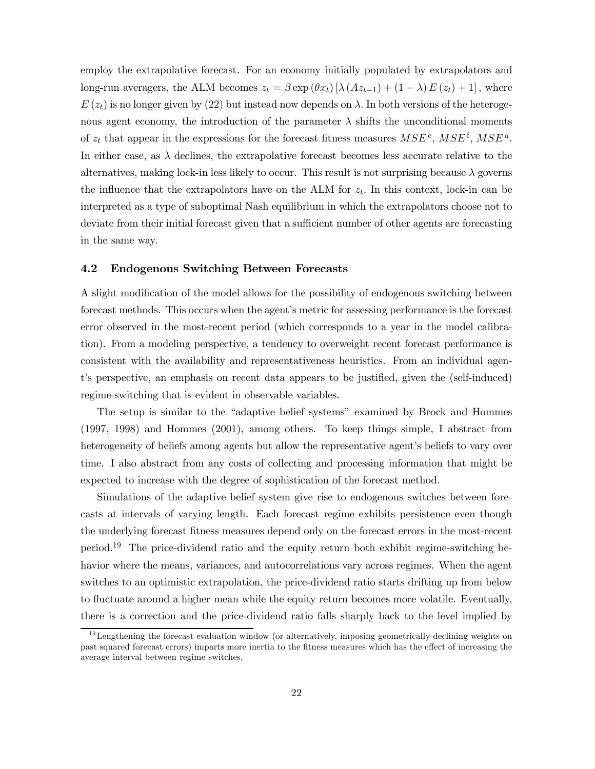employ the extrapolative forecast. For an economy initially populated by extrapolators and long-run averagers, the ALM becomes $z_t = \beta \exp(\theta x_t) [\lambda (A z_{t-1}) + (1-\lambda) E(z_t) + 1]$, where $E(z_t)$ is no longer given by (22) but instead now depends on $\lambda$. In both versions of the heterogenous agent economy, the introduction of the parameter $\lambda$ shifts the unconditional moments of $z_t$ that appear in the expressions for the forecast fitness measures $MSE^{\mathrm{e}}$, $MSE^{\mathrm{f}}$, $MSE^{\mathrm{a}}$. In either case, as $\lambda$ declines, the extrapolative forecast becomes less accurate relative to the alternatives, making lock-in less likely to occur. This result is not surprising because $\lambda$ governs the influence that the extrapolators have on the ALM for $z_t$. In this context, lock-in can be interpreted as a type of suboptimal Nash equilibrium in which the extrapolators choose not to deviate from their initial forecast given that a sufficient number of other agents are forecasting in the same way.

### 4.2 Endogenous Switching Between Forecasts

A slight modification of the model allows for the possibility of endogenous switching between forecast methods. This occurs when the agent's metric for assessing performance is the forecast error observed in the most-recent period (which corresponds to a year in the model calibration). From a modeling perspective, a tendency to overweight recent forecast performance is consistent with the availability and representativeness heuristics. From an individual agent's perspective, an emphasis on recent data appears to be justified, given the (self-induced) regime-switching that is evident in observable variables.

The setup is similar to the "adaptive belief systems" examined by Brock and Hommes (1997, 1998) and Hommes (2001), among others. To keep things simple, I abstract from heterogeneity of beliefs among agents but allow the representative agent's beliefs to vary over time. I also abstract from any costs of collecting and processing information that might be expected to increase with the degree of sophistication of the forecast method.

Simulations of the adaptive belief system give rise to endogenous switches between forecasts at intervals of varying length. Each forecast regime exhibits persistence even though the underlying forecast fitness measures depend only on the forecast errors in the most-recent period.[19] The price-dividend ratio and the equity return both exhibit regime-switching behavior where the means, variances, and autocorrelations vary across regimes. When the agent switches to an optimistic extrapolation, the price-dividend ratio starts drifting up from below to fluctuate around a higher mean while the equity return becomes more volatile. Eventually, there is a correction and the price-dividend ratio falls sharply back to the level implied by

[19] Lengthening the forecast evaluation window (or alternatively, imposing geometrically-declining weights on past squared forecast errors) imparts more inertia to the fitness measures which has the effect of increasing the average interval between regime switches.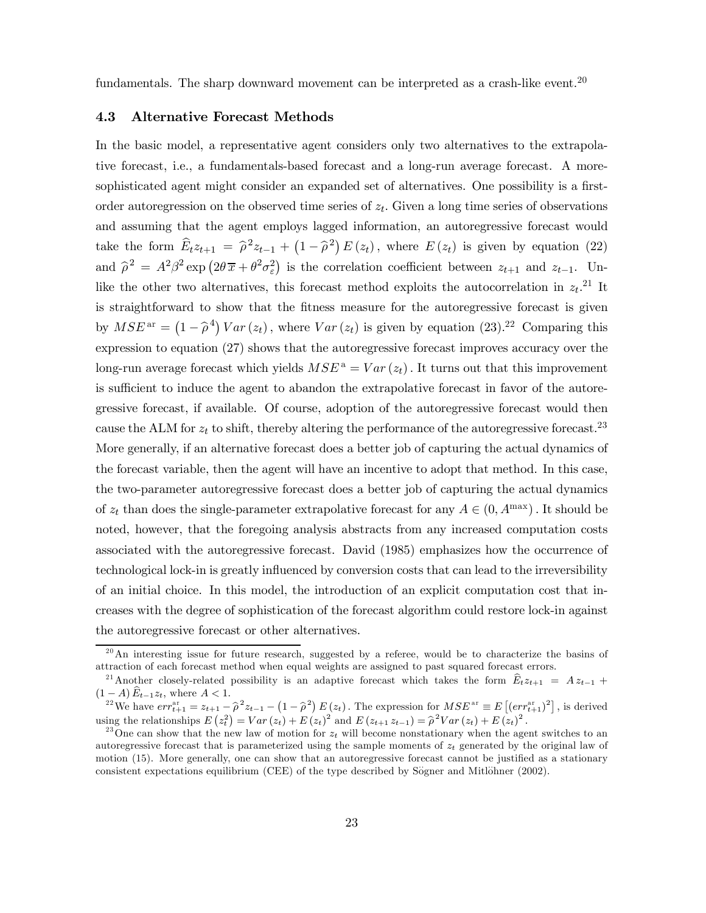fundamentals. The sharp downward movement can be interpreted as a crash-like event.[20]

### 4.3 Alternative Forecast Methods

In the basic model, a representative agent considers only two alternatives to the extrapolative forecast, i.e., a fundamentals-based forecast and a long-run average forecast. A more-sophisticated agent might consider an expanded set of alternatives. One possibility is a first-order autoregression on the observed time series of $z_t$. Given a long time series of observations and assuming that the agent employs lagged information, an autoregressive forecast would take the form $\widehat{E}_t z_{t+1} = \widehat{\rho}^2 z_{t-1} + \left(1 - \widehat{\rho}^2\right) E\left(z_t\right),$ where $E\left(z_t\right)$ is given by equation (22) and $\widehat{\rho}^2 = A^2 \beta^2 \exp\left(2\theta\overline{x} + \theta^2 \sigma_\varepsilon^2\right)$ is the correlation coefficient between $z_{t+1}$ and $z_{t-1}$. Unlike the other two alternatives, this forecast method exploits the autocorrelation in $z_t$.[21] It is straightforward to show that the fitness measure for the autoregressive forecast is given by $MSE^{\mathrm{ar}} = \left(1 - \widehat{\rho}^4\right) Var\left(z_t\right),$ where $Var\left(z_t\right)$ is given by equation (23).[22] Comparing this expression to equation (27) shows that the autoregressive forecast improves accuracy over the long-run average forecast which yields $MSE^{\mathrm{a}} = Var\left(z_t\right).$ It turns out that this improvement is sufficient to induce the agent to abandon the extrapolative forecast in favor of the autoregressive forecast, if available. Of course, adoption of the autoregressive forecast would then cause the ALM for $z_t$ to shift, thereby altering the performance of the autoregressive forecast.[23] More generally, if an alternative forecast does a better job of capturing the actual dynamics of the forecast variable, then the agent will have an incentive to adopt that method. In this case, the two-parameter autoregressive forecast does a better job of capturing the actual dynamics of $z_t$ than does the single-parameter extrapolative forecast for any $A \in \left(0, A^{\max}\right).$ It should be noted, however, that the foregoing analysis abstracts from any increased computation costs associated with the autoregressive forecast. David (1985) emphasizes how the occurrence of technological lock-in is greatly influenced by conversion costs that can lead to the irreversibility of an initial choice. In this model, the introduction of an explicit computation cost that increases with the degree of sophistication of the forecast algorithm could restore lock-in against the autoregressive forecast or other alternatives.

---

[20] An interesting issue for future research, suggested by a referee, would be to characterize the basins of attraction of each forecast method when equal weights are assigned to past squared forecast errors.

[21] Another closely-related possibility is an adaptive forecast which takes the form $\widehat{E}_t z_{t+1} = A\, z_{t-1} + (1 - A)\,\widehat{E}_{t-1} z_t,$ where $A < 1$.

[22] We have $err_{t+1}^{\mathrm{ar}} = z_{t+1} - \widehat{\rho}^2 z_{t-1} - \left(1 - \widehat{\rho}^2\right) E\left(z_t\right).$ The expression for $MSE^{\mathrm{ar}} \equiv E\left[\left(err_{t+1}^{\mathrm{ar}}\right)^2\right],$ is derived using the relationships $E\left(z_t^2\right) = Var\left(z_t\right) + E\left(z_t\right)^2$ and $E\left(z_{t+1}\, z_{t-1}\right) = \widehat{\rho}^2 Var\left(z_t\right) + E\left(z_t\right)^2.$

[23] One can show that the new law of motion for $z_t$ will become nonstationary when the agent switches to an autoregressive forecast that is parameterized using the sample moments of $z_t$ generated by the original law of motion (15). More generally, one can show that an autoregressive forecast cannot be justified as a stationary consistent expectations equilibrium (CEE) of the type described by Sögner and Mitlöhner (2002).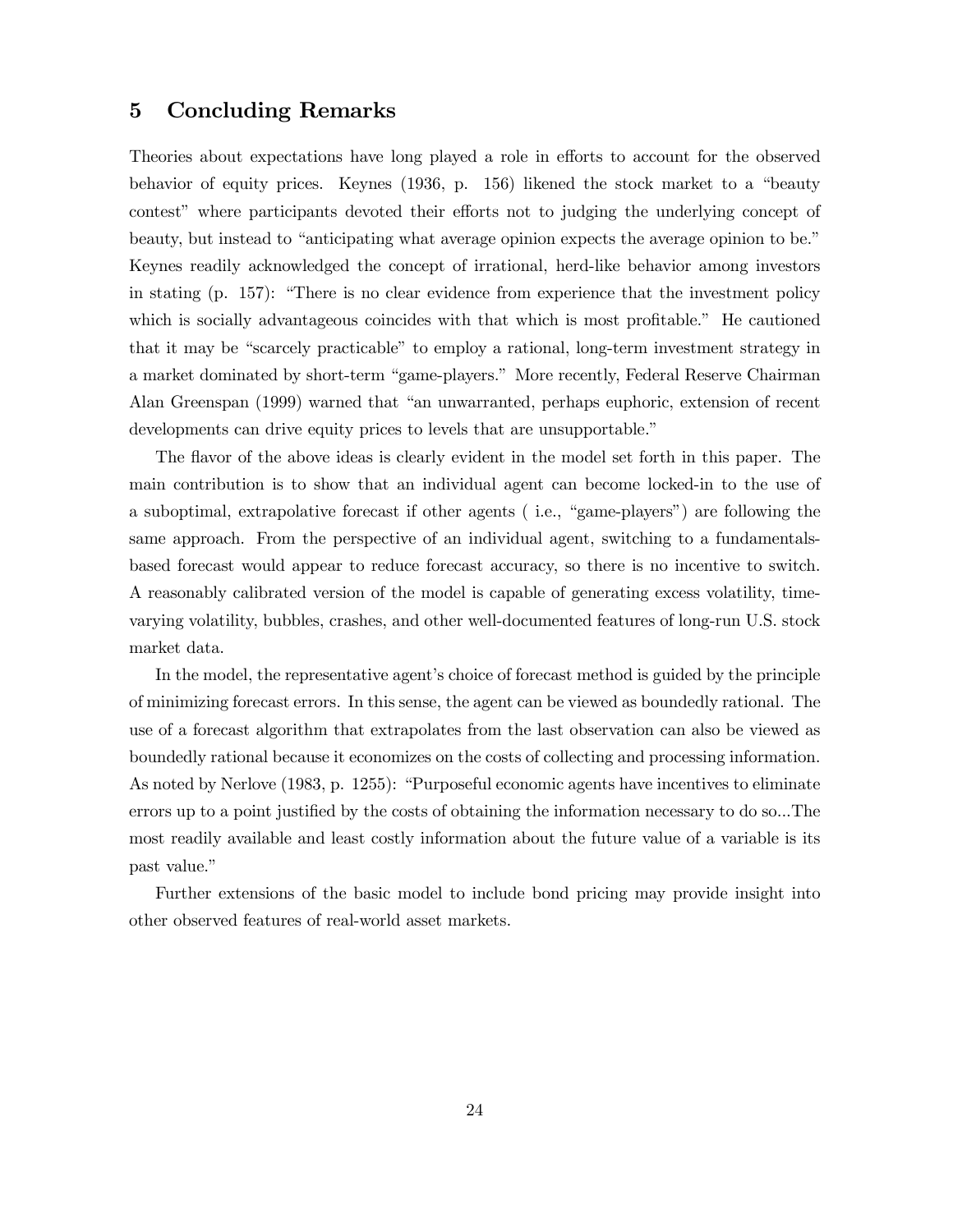## 5 Concluding Remarks

Theories about expectations have long played a role in efforts to account for the observed behavior of equity prices. Keynes (1936, p. 156) likened the stock market to a "beauty contest" where participants devoted their efforts not to judging the underlying concept of beauty, but instead to "anticipating what average opinion expects the average opinion to be." Keynes readily acknowledged the concept of irrational, herd-like behavior among investors in stating (p. 157): "There is no clear evidence from experience that the investment policy which is socially advantageous coincides with that which is most profitable." He cautioned that it may be "scarcely practicable" to employ a rational, long-term investment strategy in a market dominated by short-term "game-players." More recently, Federal Reserve Chairman Alan Greenspan (1999) warned that "an unwarranted, perhaps euphoric, extension of recent developments can drive equity prices to levels that are unsupportable."

The flavor of the above ideas is clearly evident in the model set forth in this paper. The main contribution is to show that an individual agent can become locked-in to the use of a suboptimal, extrapolative forecast if other agents ( i.e., "game-players") are following the same approach. From the perspective of an individual agent, switching to a fundamentals-based forecast would appear to reduce forecast accuracy, so there is no incentive to switch. A reasonably calibrated version of the model is capable of generating excess volatility, time-varying volatility, bubbles, crashes, and other well-documented features of long-run U.S. stock market data.

In the model, the representative agent's choice of forecast method is guided by the principle of minimizing forecast errors. In this sense, the agent can be viewed as boundedly rational. The use of a forecast algorithm that extrapolates from the last observation can also be viewed as boundedly rational because it economizes on the costs of collecting and processing information. As noted by Nerlove (1983, p. 1255): "Purposeful economic agents have incentives to eliminate errors up to a point justified by the costs of obtaining the information necessary to do so...The most readily available and least costly information about the future value of a variable is its past value."

Further extensions of the basic model to include bond pricing may provide insight into other observed features of real-world asset markets.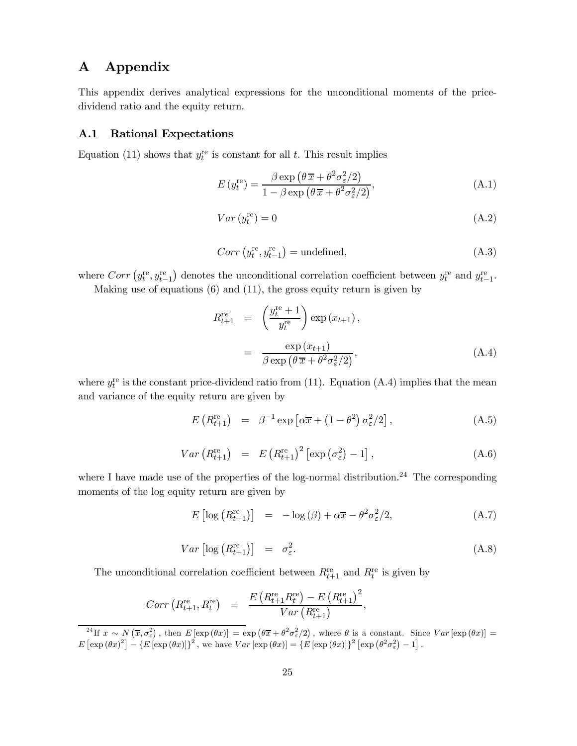# A Appendix

This appendix derives analytical expressions for the unconditional moments of the price-dividend ratio and the equity return.

## A.1 Rational Expectations

Equation (11) shows that $y_t^{\text{re}}$ is constant for all $t$. This result implies

$$E\left(y_t^{\text{re}}\right) = \frac{\beta \exp\left(\theta\, \overline{x} + \theta^2 \sigma_\varepsilon^2/2\right)}{1 - \beta \exp\left(\theta\, \overline{x} + \theta^2 \sigma_\varepsilon^2/2\right)}, \tag{A.1}$$

$$Var\left(y_t^{\text{re}}\right) = 0 \tag{A.2}$$

$$Corr\left(y_t^{\text{re}}, y_{t-1}^{\text{re}}\right) = \text{undefined}, \tag{A.3}$$

where $Corr\left(y_t^{\text{re}}, y_{t-1}^{\text{re}}\right)$ denotes the unconditional correlation coefficient between $y_t^{\text{re}}$ and $y_{t-1}^{\text{re}}$.

Making use of equations (6) and (11), the gross equity return is given by

$$\begin{aligned} R_{t+1}^{re} &= \left(\frac{y_t^{\text{re}} + 1}{y_t^{\text{re}}}\right) \exp\left(x_{t+1}\right), \\ &= \frac{\exp\left(x_{t+1}\right)}{\beta \exp\left(\theta\, \overline{x} + \theta^2 \sigma_\varepsilon^2/2\right)}, \end{aligned} \tag{A.4}$$

where $y_t^{\text{re}}$ is the constant price-dividend ratio from (11). Equation (A.4) implies that the mean and variance of the equity return are given by

$$E\left(R_{t+1}^{\text{re}}\right) = \beta^{-1} \exp\left[\alpha \overline{x} + \left(1 - \theta^2\right) \sigma_\varepsilon^2/2\right], \tag{A.5}$$

$$Var\left(R_{t+1}^{\text{re}}\right) = E\left(R_{t+1}^{\text{re}}\right)^2 \left[\exp\left(\sigma_\varepsilon^2\right) - 1\right], \tag{A.6}$$

where I have made use of the properties of the log-normal distribution.[24] The corresponding moments of the log equity return are given by

$$E\left[\log\left(R_{t+1}^{\text{re}}\right)\right] = -\log\left(\beta\right) + \alpha \overline{x} - \theta^2 \sigma_\varepsilon^2/2, \tag{A.7}$$

$$Var\left[\log\left(R_{t+1}^{\text{re}}\right)\right] = \sigma_\varepsilon^2. \tag{A.8}$$

The unconditional correlation coefficient between $R_{t+1}^{\text{re}}$ and $R_t^{\text{re}}$ is given by

$$Corr\left(R_{t+1}^{\text{re}}, R_t^{\text{re}}\right) = \frac{E\left(R_{t+1}^{\text{re}} R_t^{\text{re}}\right) - E\left(R_{t+1}^{\text{re}}\right)^2}{Var\left(R_{t+1}^{\text{re}}\right)},$$

---

[24] If $x \sim N\left(\overline{x}, \sigma_\varepsilon^2\right)$, then $E\left[\exp\left(\theta x\right)\right] = \exp\left(\theta \overline{x} + \theta^2 \sigma_\varepsilon^2/2\right)$, where $\theta$ is a constant. Since $Var\left[\exp\left(\theta x\right)\right] = E\left[\exp\left(\theta x\right)^2\right] - \left\{E\left[\exp\left(\theta x\right)\right]\right\}^2$, we have $Var\left[\exp\left(\theta x\right)\right] = \left\{E\left[\exp\left(\theta x\right)\right]\right\}^2 \left[\exp\left(\theta^2 \sigma_\varepsilon^2\right) - 1\right]$.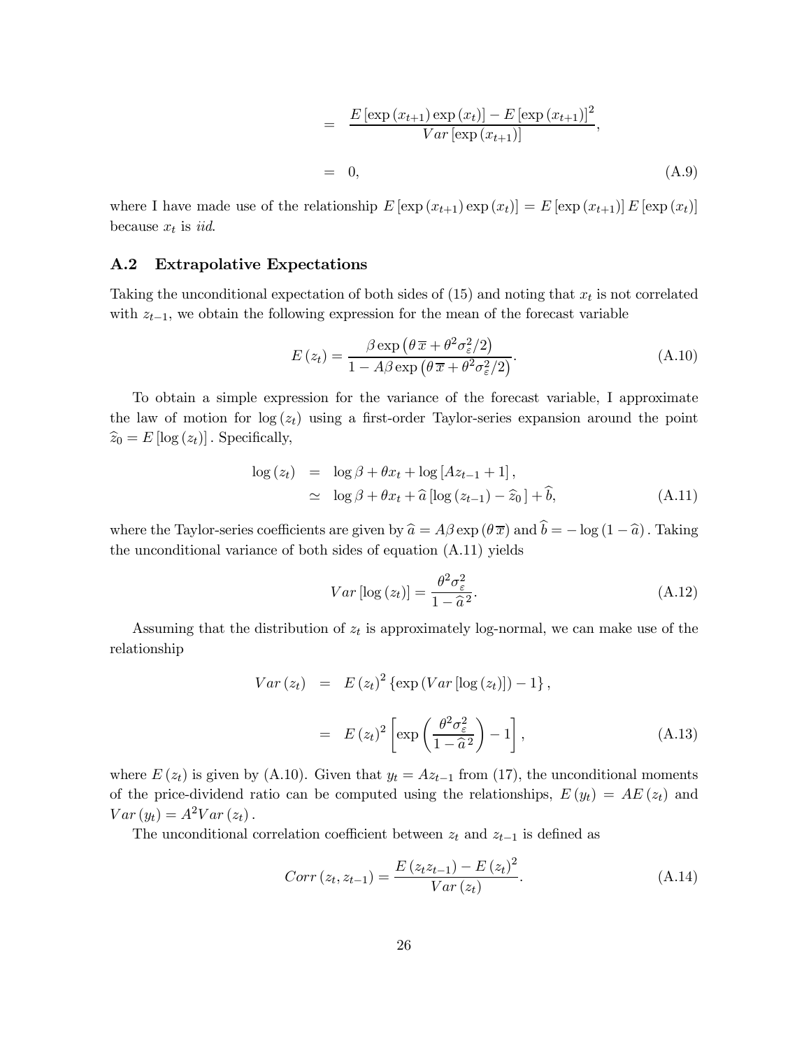$$
= \frac{E\left[\exp\left(x_{t+1}\right)\exp\left(x_t\right)\right] - E\left[\exp\left(x_{t+1}\right)\right]^2}{Var\left[\exp\left(x_{t+1}\right)\right]},
$$

$$
= 0, \tag{A.9}
$$

where I have made use of the relationship $E\left[\exp\left(x_{t+1}\right)\exp\left(x_t\right)\right] = E\left[\exp\left(x_{t+1}\right)\right]E\left[\exp\left(x_t\right)\right]$ because $x_t$ is *iid*.

## A.2 Extrapolative Expectations

Taking the unconditional expectation of both sides of (15) and noting that $x_t$ is not correlated with $z_{t-1}$, we obtain the following expression for the mean of the forecast variable

$$
E\left(z_t\right) = \frac{\beta \exp\left(\theta\, \overline{x} + \theta^2 \sigma_\varepsilon^2 / 2\right)}{1 - A\beta \exp\left(\theta\, \overline{x} + \theta^2 \sigma_\varepsilon^2 / 2\right)}. \tag{A.10}
$$

To obtain a simple expression for the variance of the forecast variable, I approximate the law of motion for $\log\left(z_t\right)$ using a first-order Taylor-series expansion around the point $\widehat{z}_0 = E\left[\log\left(z_t\right)\right]$. Specifically,

$$
\begin{aligned}
\log\left(z_t\right) &= \log\beta + \theta x_t + \log\left[A z_{t-1} + 1\right], \\
&\simeq \log\beta + \theta x_t + \widehat{a}\left[\log\left(z_{t-1}\right) - \widehat{z}_0\right] + \widehat{b},
\end{aligned} \tag{A.11}
$$

where the Taylor-series coefficients are given by $\widehat{a} = A\beta \exp\left(\theta\, \overline{x}\right)$ and $\widehat{b} = -\log\left(1 - \widehat{a}\right)$. Taking the unconditional variance of both sides of equation (A.11) yields

$$
Var\left[\log\left(z_t\right)\right] = \frac{\theta^2 \sigma_\varepsilon^2}{1 - \widehat{a}^{\,2}}. \tag{A.12}
$$

Assuming that the distribution of $z_t$ is approximately log-normal, we can make use of the relationship

$$
\begin{aligned}
Var\left(z_t\right) &= E\left(z_t\right)^2 \left\{\exp\left(Var\left[\log\left(z_t\right)\right]\right) - 1\right\}, \\
&= E\left(z_t\right)^2 \left[\exp\left(\frac{\theta^2 \sigma_\varepsilon^2}{1 - \widehat{a}^{\,2}}\right) - 1\right],
\end{aligned} \tag{A.13}
$$

where $E\left(z_t\right)$ is given by (A.10). Given that $y_t = A z_{t-1}$ from (17), the unconditional moments of the price-dividend ratio can be computed using the relationships, $E\left(y_t\right) = A E\left(z_t\right)$ and $Var\left(y_t\right) = A^2 Var\left(z_t\right)$.

The unconditional correlation coefficient between $z_t$ and $z_{t-1}$ is defined as

$$
Corr\left(z_t, z_{t-1}\right) = \frac{E\left(z_t z_{t-1}\right) - E\left(z_t\right)^2}{Var\left(z_t\right)}. \tag{A.14}
$$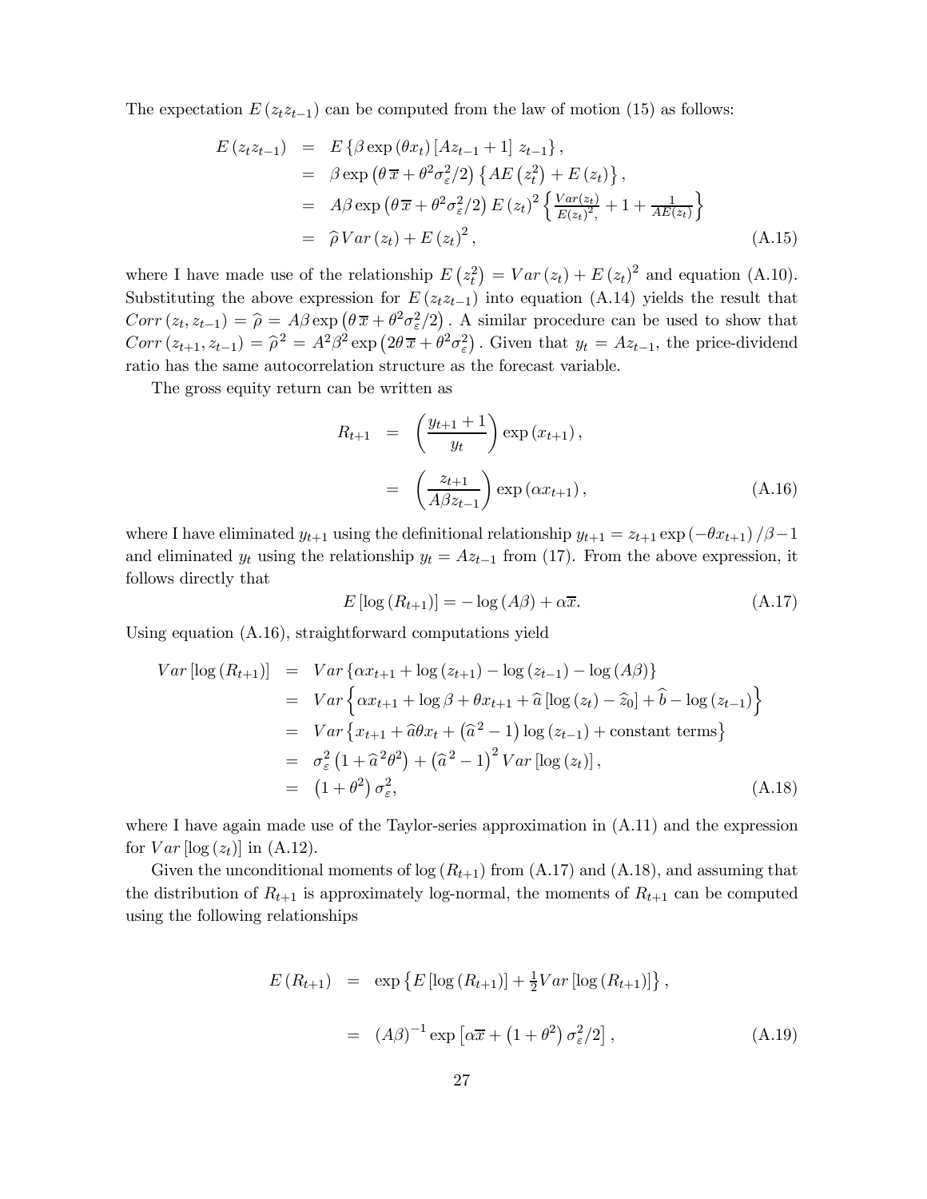The expectation $E(z_t z_{t-1})$ can be computed from the law of motion (15) as follows:

$$
\begin{aligned}
E(z_t z_{t-1}) &= E\left\{\beta \exp(\theta x_t)\left[A z_{t-1}+1\right]\, z_{t-1}\right\}, \\
&= \beta \exp\left(\theta\,\overline{x}+\theta^2\sigma_\varepsilon^2/2\right)\left\{A E\left(z_t^2\right)+E(z_t)\right\}, \\
&= A\beta \exp\left(\theta\,\overline{x}+\theta^2\sigma_\varepsilon^2/2\right) E(z_t)^2\left\{\frac{Var(z_t)}{E(z_t)^2,}+1+\frac{1}{AE(z_t)}\right\} \\
&= \widehat{\rho}\, Var(z_t)+E(z_t)^2, \qquad \text{(A.15)}
\end{aligned}
$$

where I have made use of the relationship $E\left(z_t^2\right)=Var(z_t)+E(z_t)^2$ and equation (A.10). Substituting the above expression for $E(z_t z_{t-1})$ into equation (A.14) yields the result that $Corr(z_t, z_{t-1})=\widehat{\rho}=A\beta\exp\left(\theta\,\overline{x}+\theta^2\sigma_\varepsilon^2/2\right)$. A similar procedure can be used to show that $Corr(z_{t+1}, z_{t-1})=\widehat{\rho}^{\,2}=A^2\beta^2\exp\left(2\theta\,\overline{x}+\theta^2\sigma_\varepsilon^2\right)$. Given that $y_t=Az_{t-1}$, the price-dividend ratio has the same autocorrelation structure as the forecast variable.

The gross equity return can be written as

$$
\begin{aligned}
R_{t+1} &= \left(\frac{y_{t+1}+1}{y_t}\right)\exp(x_{t+1}), \\
&= \left(\frac{z_{t+1}}{A\beta z_{t-1}}\right)\exp(\alpha x_{t+1}), \qquad \text{(A.16)}
\end{aligned}
$$

where I have eliminated $y_{t+1}$ using the definitional relationship $y_{t+1}=z_{t+1}\exp(-\theta x_{t+1})/\beta-1$ and eliminated $y_t$ using the relationship $y_t=Az_{t-1}$ from (17). From the above expression, it follows directly that

$$
E\left[\log(R_{t+1})\right]=-\log(A\beta)+\alpha\overline{x}. \qquad \text{(A.17)}
$$

Using equation (A.16), straightforward computations yield

$$
\begin{aligned}
Var\left[\log(R_{t+1})\right] &= Var\left\{\alpha x_{t+1}+\log(z_{t+1})-\log(z_{t-1})-\log(A\beta)\right\} \\
&= Var\left\{\alpha x_{t+1}+\log\beta+\theta x_{t+1}+\widehat{a}\left[\log(z_t)-\widehat{z}_0\right]+\widehat{b}-\log(z_{t-1})\right\} \\
&= Var\left\{x_{t+1}+\widehat{a}\theta x_t+\left(\widehat{a}^{\,2}-1\right)\log(z_{t-1})+\text{constant terms}\right\} \\
&= \sigma_\varepsilon^2\left(1+\widehat{a}^{\,2}\theta^2\right)+\left(\widehat{a}^{\,2}-1\right)^2 Var\left[\log(z_t)\right], \\
&= \left(1+\theta^2\right)\sigma_\varepsilon^2, \qquad \text{(A.18)}
\end{aligned}
$$

where I have again made use of the Taylor-series approximation in (A.11) and the expression for $Var\left[\log(z_t)\right]$ in (A.12).

Given the unconditional moments of $\log(R_{t+1})$ from (A.17) and (A.18), and assuming that the distribution of $R_{t+1}$ is approximately log-normal, the moments of $R_{t+1}$ can be computed using the following relationships

$$
\begin{aligned}
E(R_{t+1}) &= \exp\left\{E\left[\log(R_{t+1})\right]+\tfrac{1}{2}Var\left[\log(R_{t+1})\right]\right\}, \\
&= (A\beta)^{-1}\exp\left[\alpha\overline{x}+\left(1+\theta^2\right)\sigma_\varepsilon^2/2\right], \qquad \text{(A.19)}
\end{aligned}
$$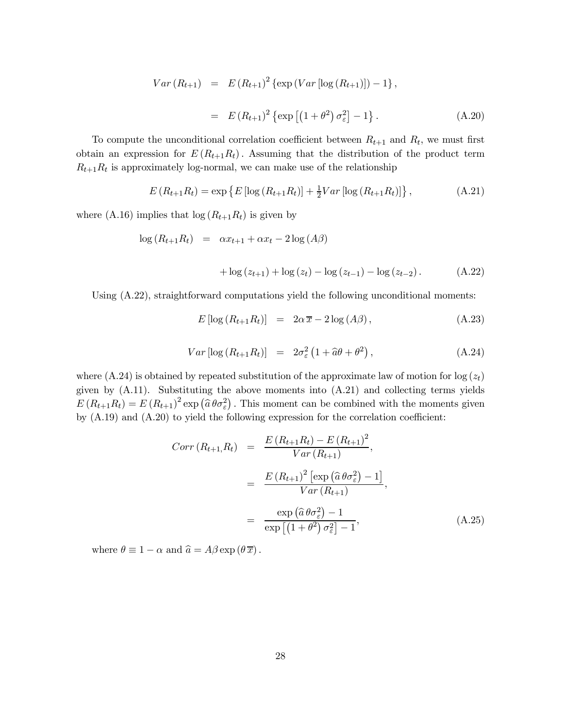$$
\begin{aligned}
Var\left(R_{t+1}\right) &= E\left(R_{t+1}\right)^2 \left\{\exp\left(Var\left[\log\left(R_{t+1}\right)\right]\right) - 1\right\}, \\
&= E\left(R_{t+1}\right)^2 \left\{\exp\left[\left(1+\theta^2\right)\sigma_\varepsilon^2\right] - 1\right\}. \qquad \text{(A.20)}
\end{aligned}
$$

To compute the unconditional correlation coefficient between $R_{t+1}$ and $R_t$, we must first obtain an expression for $E\left(R_{t+1}R_t\right)$. Assuming that the distribution of the product term $R_{t+1}R_t$ is approximately log-normal, we can make use of the relationship

$$
E\left(R_{t+1}R_t\right) = \exp\left\{E\left[\log\left(R_{t+1}R_t\right)\right] + \tfrac{1}{2}Var\left[\log\left(R_{t+1}R_t\right)\right]\right\}, \qquad \text{(A.21)}
$$

where (A.16) implies that $\log\left(R_{t+1}R_t\right)$ is given by

$$
\begin{aligned}
\log\left(R_{t+1}R_t\right) &= \alpha x_{t+1} + \alpha x_t - 2\log\left(A\beta\right) \\
&\quad + \log\left(z_{t+1}\right) + \log\left(z_t\right) - \log\left(z_{t-1}\right) - \log\left(z_{t-2}\right). \qquad \text{(A.22)}
\end{aligned}
$$

Using (A.22), straightforward computations yield the following unconditional moments:

$$
E\left[\log\left(R_{t+1}R_t\right)\right] = 2\alpha\,\overline{x} - 2\log\left(A\beta\right), \qquad \text{(A.23)}
$$

$$
Var\left[\log\left(R_{t+1}R_t\right)\right] = 2\sigma_\varepsilon^2\left(1 + \widehat{a}\theta + \theta^2\right), \qquad \text{(A.24)}
$$

where (A.24) is obtained by repeated substitution of the approximate law of motion for $\log\left(z_t\right)$ given by (A.11). Substituting the above moments into (A.21) and collecting terms yields $E\left(R_{t+1}R_t\right) = E\left(R_{t+1}\right)^2 \exp\left(\widehat{a}\,\theta\sigma_\varepsilon^2\right)$. This moment can be combined with the moments given by (A.19) and (A.20) to yield the following expression for the correlation coefficient:

$$
\begin{aligned}
Corr\left(R_{t+1}, R_t\right) &= \frac{E\left(R_{t+1}R_t\right) - E\left(R_{t+1}\right)^2}{Var\left(R_{t+1}\right)}, \\
&= \frac{E\left(R_{t+1}\right)^2\left[\exp\left(\widehat{a}\,\theta\sigma_\varepsilon^2\right) - 1\right]}{Var\left(R_{t+1}\right)}, \\
&= \frac{\exp\left(\widehat{a}\,\theta\sigma_\varepsilon^2\right) - 1}{\exp\left[\left(1+\theta^2\right)\sigma_\varepsilon^2\right] - 1}, \qquad \text{(A.25)}
\end{aligned}
$$

where $\theta \equiv 1 - \alpha$ and $\widehat{a} = A\beta\exp\left(\theta\,\overline{x}\right)$.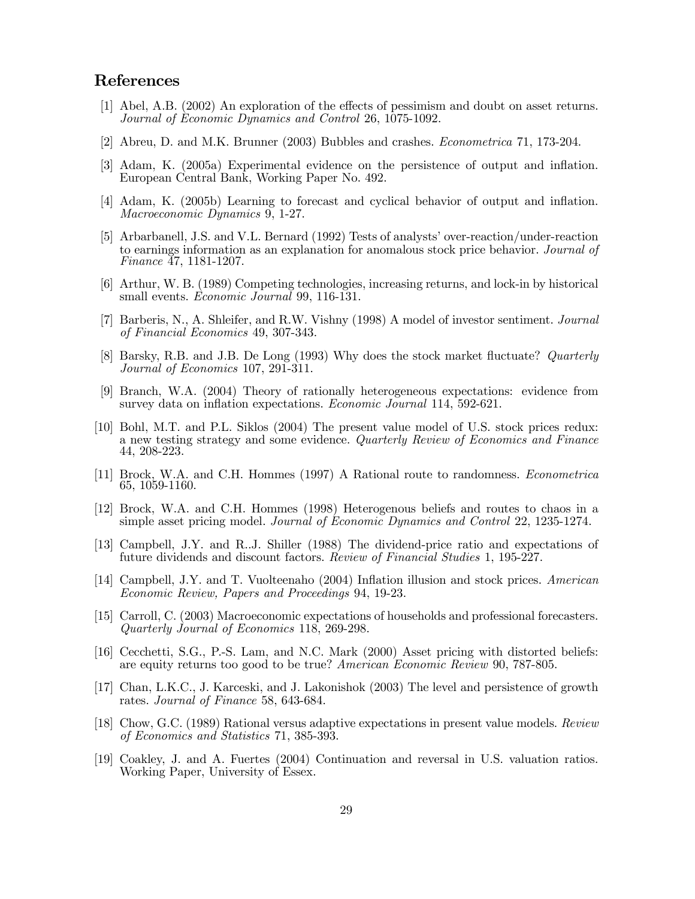## References

[1] Abel, A.B. (2002) An exploration of the effects of pessimism and doubt on asset returns. *Journal of Economic Dynamics and Control* 26, 1075-1092.

[2] Abreu, D. and M.K. Brunner (2003) Bubbles and crashes. *Econometrica* 71, 173-204.

[3] Adam, K. (2005a) Experimental evidence on the persistence of output and inflation. European Central Bank, Working Paper No. 492.

[4] Adam, K. (2005b) Learning to forecast and cyclical behavior of output and inflation. *Macroeconomic Dynamics* 9, 1-27.

[5] Arbarbanell, J.S. and V.L. Bernard (1992) Tests of analysts' over-reaction/under-reaction to earnings information as an explanation for anomalous stock price behavior. *Journal of Finance* 47, 1181-1207.

[6] Arthur, W. B. (1989) Competing technologies, increasing returns, and lock-in by historical small events. *Economic Journal* 99, 116-131.

[7] Barberis, N., A. Shleifer, and R.W. Vishny (1998) A model of investor sentiment. *Journal of Financial Economics* 49, 307-343.

[8] Barsky, R.B. and J.B. De Long (1993) Why does the stock market fluctuate? *Quarterly Journal of Economics* 107, 291-311.

[9] Branch, W.A. (2004) Theory of rationally heterogeneous expectations: evidence from survey data on inflation expectations. *Economic Journal* 114, 592-621.

[10] Bohl, M.T. and P.L. Siklos (2004) The present value model of U.S. stock prices redux: a new testing strategy and some evidence. *Quarterly Review of Economics and Finance* 44, 208-223.

[11] Brock, W.A. and C.H. Hommes (1997) A Rational route to randomness. *Econometrica* 65, 1059-1160.

[12] Brock, W.A. and C.H. Hommes (1998) Heterogenous beliefs and routes to chaos in a simple asset pricing model. *Journal of Economic Dynamics and Control* 22, 1235-1274.

[13] Campbell, J.Y. and R..J. Shiller (1988) The dividend-price ratio and expectations of future dividends and discount factors. *Review of Financial Studies* 1, 195-227.

[14] Campbell, J.Y. and T. Vuolteenaho (2004) Inflation illusion and stock prices. *American Economic Review, Papers and Proceedings* 94, 19-23.

[15] Carroll, C. (2003) Macroeconomic expectations of households and professional forecasters. *Quarterly Journal of Economics* 118, 269-298.

[16] Cecchetti, S.G., P.-S. Lam, and N.C. Mark (2000) Asset pricing with distorted beliefs: are equity returns too good to be true? *American Economic Review* 90, 787-805.

[17] Chan, L.K.C., J. Karceski, and J. Lakonishok (2003) The level and persistence of growth rates. *Journal of Finance* 58, 643-684.

[18] Chow, G.C. (1989) Rational versus adaptive expectations in present value models. *Review of Economics and Statistics* 71, 385-393.

[19] Coakley, J. and A. Fuertes (2004) Continuation and reversal in U.S. valuation ratios. Working Paper, University of Essex.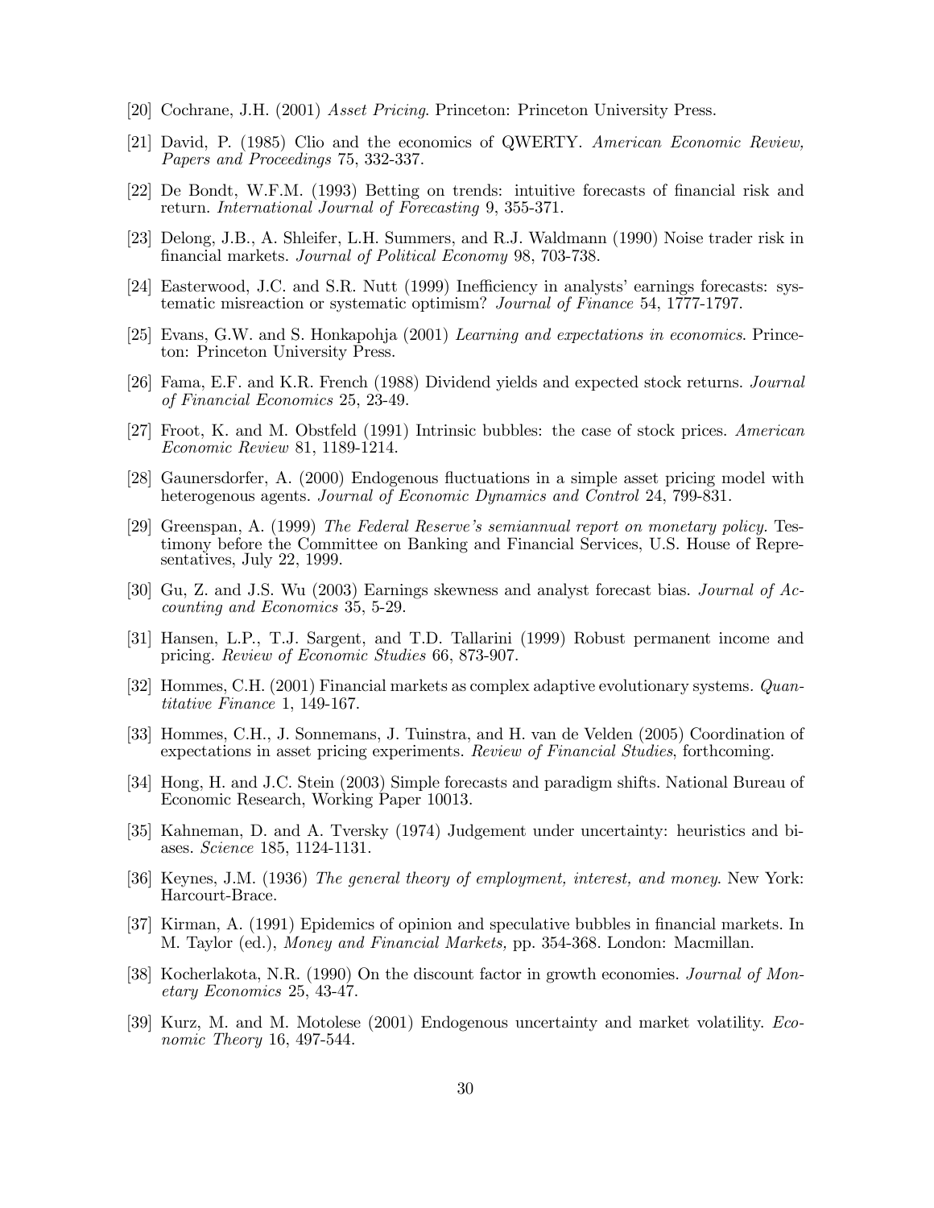[20] Cochrane, J.H. (2001) *Asset Pricing*. Princeton: Princeton University Press.

[21] David, P. (1985) Clio and the economics of QWERTY. *American Economic Review, Papers and Proceedings* 75, 332-337.

[22] De Bondt, W.F.M. (1993) Betting on trends: intuitive forecasts of financial risk and return. *International Journal of Forecasting* 9, 355-371.

[23] Delong, J.B., A. Shleifer, L.H. Summers, and R.J. Waldmann (1990) Noise trader risk in financial markets. *Journal of Political Economy* 98, 703-738.

[24] Easterwood, J.C. and S.R. Nutt (1999) Inefficiency in analysts' earnings forecasts: systematic misreaction or systematic optimism? *Journal of Finance* 54, 1777-1797.

[25] Evans, G.W. and S. Honkapohja (2001) *Learning and expectations in economics*. Princeton: Princeton University Press.

[26] Fama, E.F. and K.R. French (1988) Dividend yields and expected stock returns. *Journal of Financial Economics* 25, 23-49.

[27] Froot, K. and M. Obstfeld (1991) Intrinsic bubbles: the case of stock prices. *American Economic Review* 81, 1189-1214.

[28] Gaunersdorfer, A. (2000) Endogenous fluctuations in a simple asset pricing model with heterogenous agents. *Journal of Economic Dynamics and Control* 24, 799-831.

[29] Greenspan, A. (1999) *The Federal Reserve's semiannual report on monetary policy.* Testimony before the Committee on Banking and Financial Services, U.S. House of Representatives, July 22, 1999.

[30] Gu, Z. and J.S. Wu (2003) Earnings skewness and analyst forecast bias. *Journal of Accounting and Economics* 35, 5-29.

[31] Hansen, L.P., T.J. Sargent, and T.D. Tallarini (1999) Robust permanent income and pricing. *Review of Economic Studies* 66, 873-907.

[32] Hommes, C.H. (2001) Financial markets as complex adaptive evolutionary systems. *Quantitative Finance* 1, 149-167.

[33] Hommes, C.H., J. Sonnemans, J. Tuinstra, and H. van de Velden (2005) Coordination of expectations in asset pricing experiments. *Review of Financial Studies*, forthcoming.

[34] Hong, H. and J.C. Stein (2003) Simple forecasts and paradigm shifts. National Bureau of Economic Research, Working Paper 10013.

[35] Kahneman, D. and A. Tversky (1974) Judgement under uncertainty: heuristics and biases. *Science* 185, 1124-1131.

[36] Keynes, J.M. (1936) *The general theory of employment, interest, and money.* New York: Harcourt-Brace.

[37] Kirman, A. (1991) Epidemics of opinion and speculative bubbles in financial markets. In M. Taylor (ed.), *Money and Financial Markets,* pp. 354-368. London: Macmillan.

[38] Kocherlakota, N.R. (1990) On the discount factor in growth economies. *Journal of Monetary Economics* 25, 43-47.

[39] Kurz, M. and M. Motolese (2001) Endogenous uncertainty and market volatility. *Economic Theory* 16, 497-544.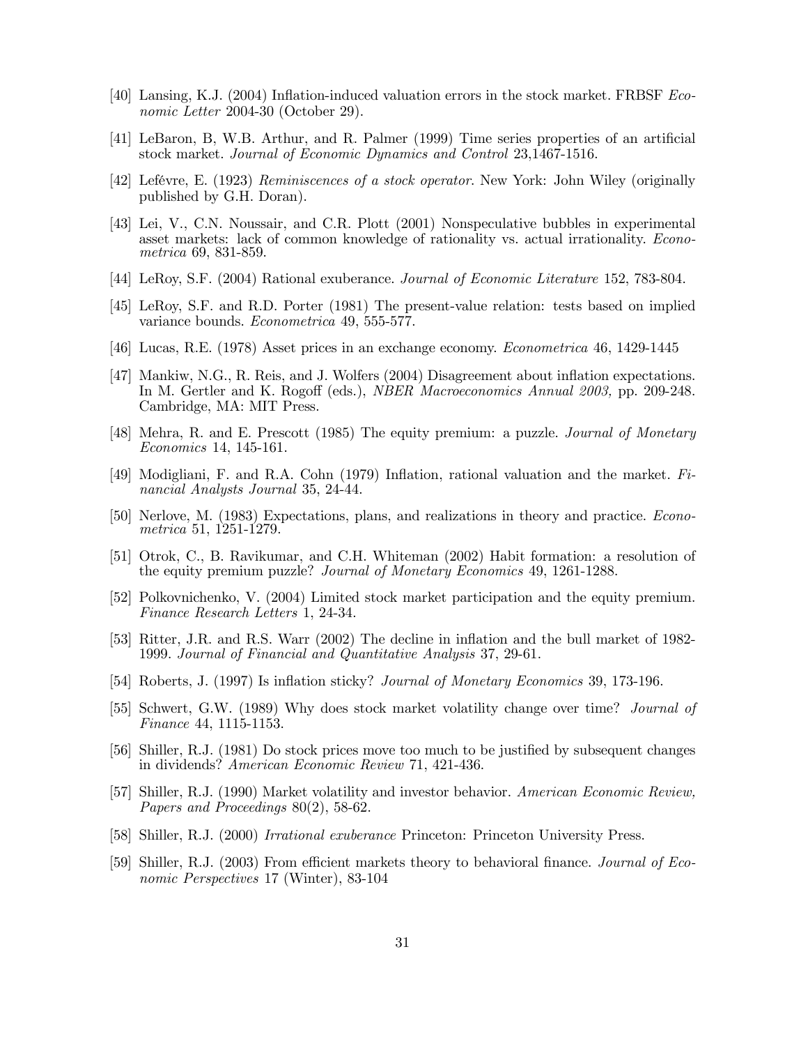[40] Lansing, K.J. (2004) Inflation-induced valuation errors in the stock market. FRBSF *Economic Letter* 2004-30 (October 29).

[41] LeBaron, B, W.B. Arthur, and R. Palmer (1999) Time series properties of an artificial stock market. *Journal of Economic Dynamics and Control* 23,1467-1516.

[42] Lefévre, E. (1923) *Reminiscences of a stock operator*. New York: John Wiley (originally published by G.H. Doran).

[43] Lei, V., C.N. Noussair, and C.R. Plott (2001) Nonspeculative bubbles in experimental asset markets: lack of common knowledge of rationality vs. actual irrationality. *Econometrica* 69, 831-859.

[44] LeRoy, S.F. (2004) Rational exuberance. *Journal of Economic Literature* 152, 783-804.

[45] LeRoy, S.F. and R.D. Porter (1981) The present-value relation: tests based on implied variance bounds. *Econometrica* 49, 555-577.

[46] Lucas, R.E. (1978) Asset prices in an exchange economy. *Econometrica* 46, 1429-1445

[47] Mankiw, N.G., R. Reis, and J. Wolfers (2004) Disagreement about inflation expectations. In M. Gertler and K. Rogoff (eds.), *NBER Macroeconomics Annual 2003,* pp. 209-248. Cambridge, MA: MIT Press.

[48] Mehra, R. and E. Prescott (1985) The equity premium: a puzzle. *Journal of Monetary Economics* 14, 145-161.

[49] Modigliani, F. and R.A. Cohn (1979) Inflation, rational valuation and the market. *Financial Analysts Journal* 35, 24-44.

[50] Nerlove, M. (1983) Expectations, plans, and realizations in theory and practice. *Econometrica* 51, 1251-1279.

[51] Otrok, C., B. Ravikumar, and C.H. Whiteman (2002) Habit formation: a resolution of the equity premium puzzle? *Journal of Monetary Economics* 49, 1261-1288.

[52] Polkovnichenko, V. (2004) Limited stock market participation and the equity premium. *Finance Research Letters* 1, 24-34.

[53] Ritter, J.R. and R.S. Warr (2002) The decline in inflation and the bull market of 1982-1999. *Journal of Financial and Quantitative Analysis* 37, 29-61.

[54] Roberts, J. (1997) Is inflation sticky? *Journal of Monetary Economics* 39, 173-196.

[55] Schwert, G.W. (1989) Why does stock market volatility change over time? *Journal of Finance* 44, 1115-1153.

[56] Shiller, R.J. (1981) Do stock prices move too much to be justified by subsequent changes in dividends? *American Economic Review* 71, 421-436.

[57] Shiller, R.J. (1990) Market volatility and investor behavior. *American Economic Review, Papers and Proceedings* 80(2), 58-62.

[58] Shiller, R.J. (2000) *Irrational exuberance* Princeton: Princeton University Press.

[59] Shiller, R.J. (2003) From efficient markets theory to behavioral finance. *Journal of Economic Perspectives* 17 (Winter), 83-104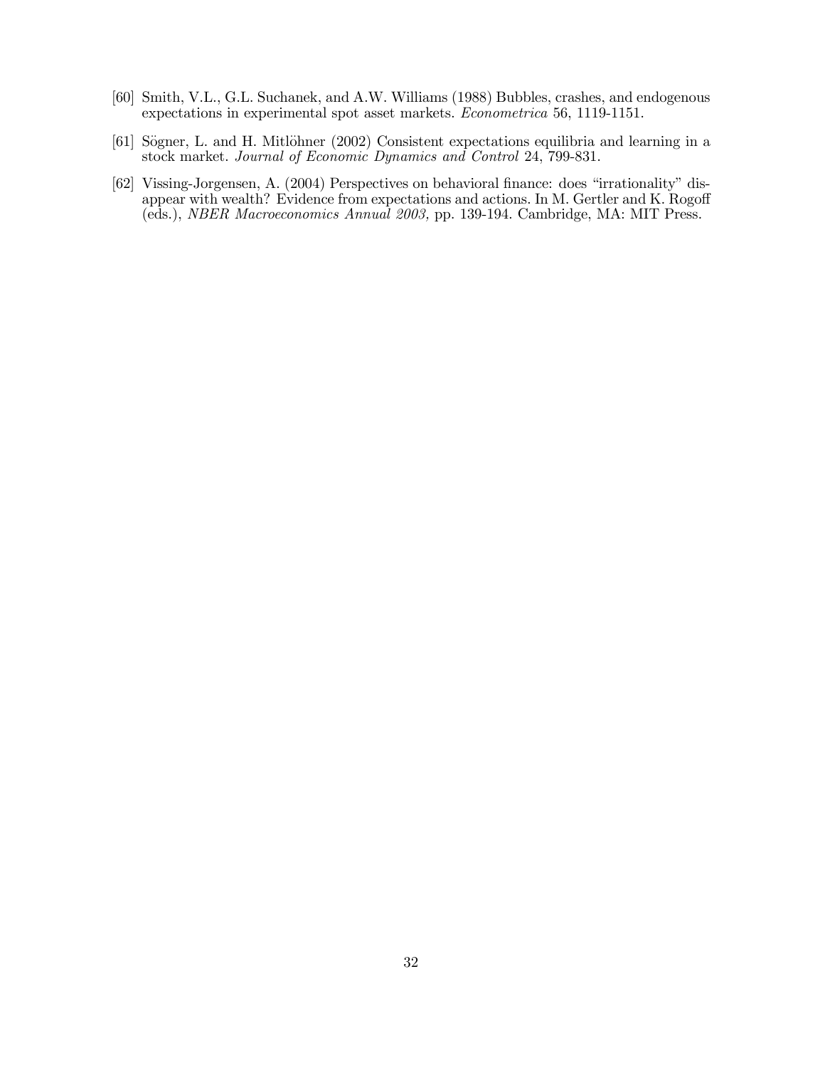[60] Smith, V.L., G.L. Suchanek, and A.W. Williams (1988) Bubbles, crashes, and endogenous expectations in experimental spot asset markets. *Econometrica* 56, 1119-1151.

[61] Sögner, L. and H. Mitlöhner (2002) Consistent expectations equilibria and learning in a stock market. *Journal of Economic Dynamics and Control* 24, 799-831.

[62] Vissing-Jorgensen, A. (2004) Perspectives on behavioral finance: does "irrationality" disappear with wealth? Evidence from expectations and actions. In M. Gertler and K. Rogoff (eds.), *NBER Macroeconomics Annual 2003*, pp. 139-194. Cambridge, MA: MIT Press.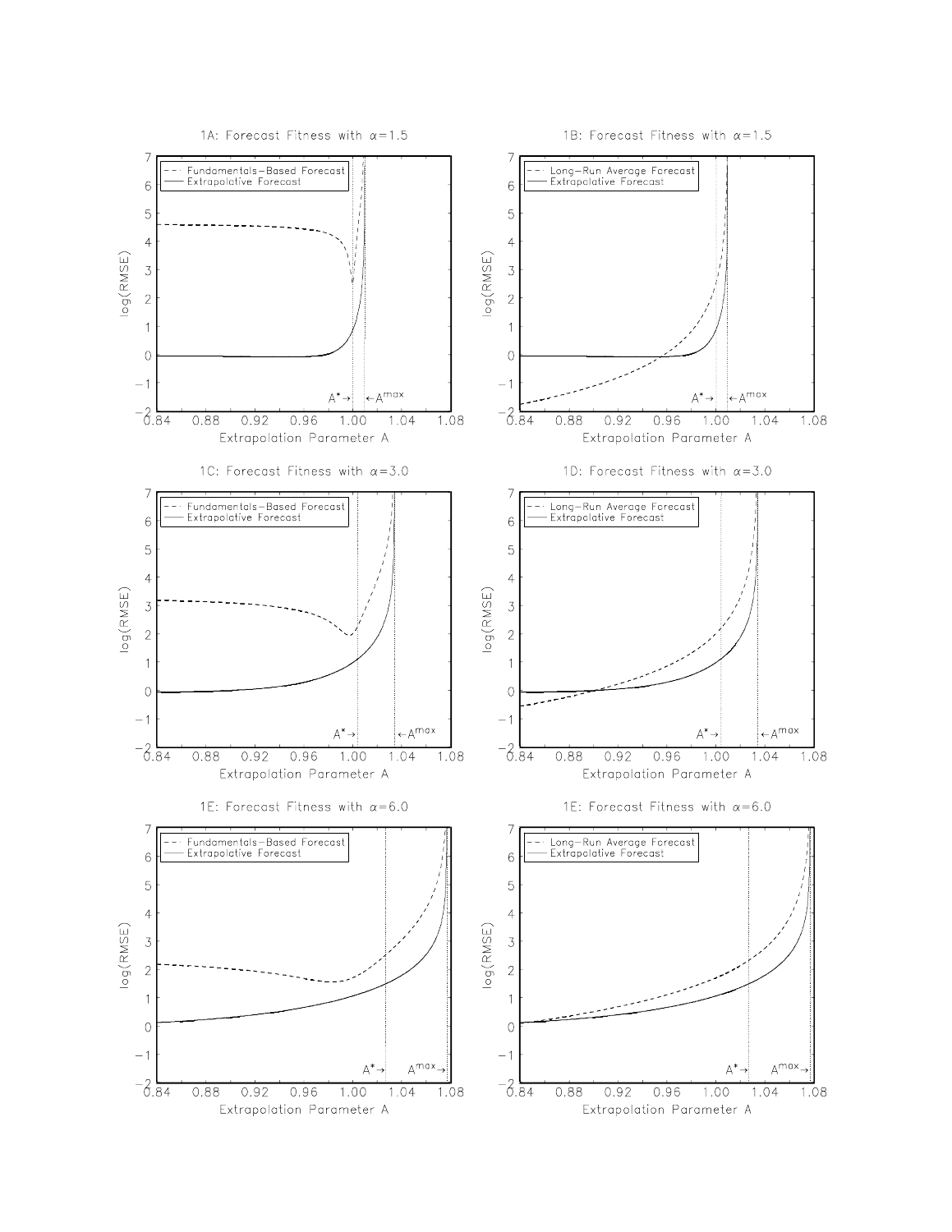1A: Forecast Fitness with $\alpha$=1.5

- - - Fundamentals–Based Forecast
— Extrapolative Forecast

log(RMSE)

Extrapolation Parameter A

$A^{*}\rightarrow$ $\leftarrow A^{max}$

1B: Forecast Fitness with $\alpha$=1.5

- - - Long–Run Average Forecast
— Extrapolative Forecast

log(RMSE)

Extrapolation Parameter A

$A^{*}\rightarrow$ $\leftarrow A^{max}$

1C: Forecast Fitness with $\alpha$=3.0

- - - Fundamentals–Based Forecast
— Extrapolative Forecast

log(RMSE)

Extrapolation Parameter A

$A^{*}\rightarrow$ $\leftarrow A^{max}$

1D: Forecast Fitness with $\alpha$=3.0

- - - Long–Run Average Forecast
— Extrapolative Forecast

log(RMSE)

Extrapolation Parameter A

$A^{*}\rightarrow$ $\leftarrow A^{max}$

1E: Forecast Fitness with $\alpha$=6.0

- - - Fundamentals–Based Forecast
— Extrapolative Forecast

log(RMSE)

Extrapolation Parameter A

$A^{*}\rightarrow$ $A^{max}\rightarrow$

1E: Forecast Fitness with $\alpha$=6.0

- - - Long–Run Average Forecast
— Extrapolative Forecast

log(RMSE)

Extrapolation Parameter A

$A^{*}\rightarrow$ $A^{max}\rightarrow$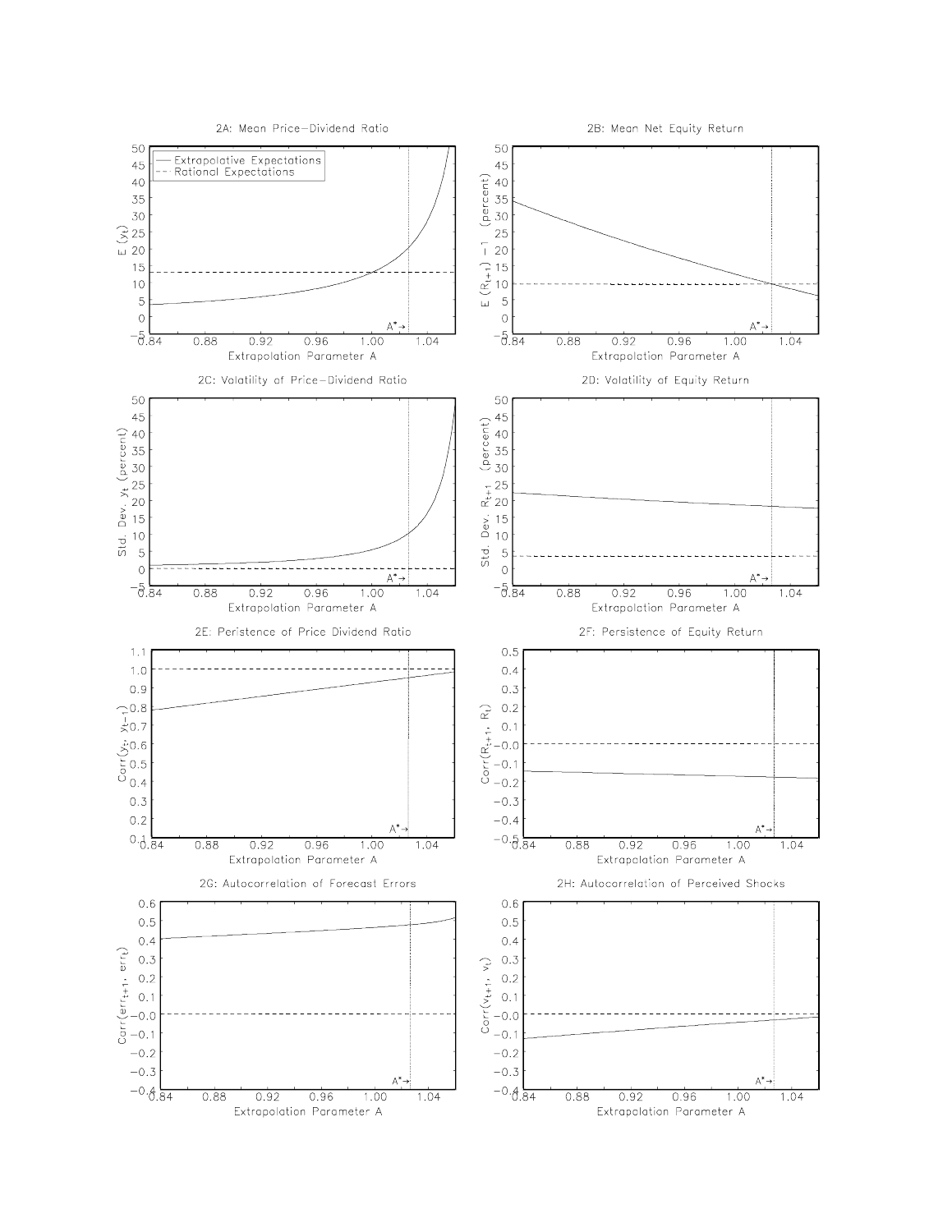2A: Mean Price−Dividend Ratio

2B: Mean Net Equity Return

2C: Volatility of Price−Dividend Ratio

2D: Volatility of Equity Return

2E: Peristence of Price Dividend Ratio

2F: Persistence of Equity Return

2G: Autocorrelation of Forecast Errors

2H: Autocorrelation of Perceived Shocks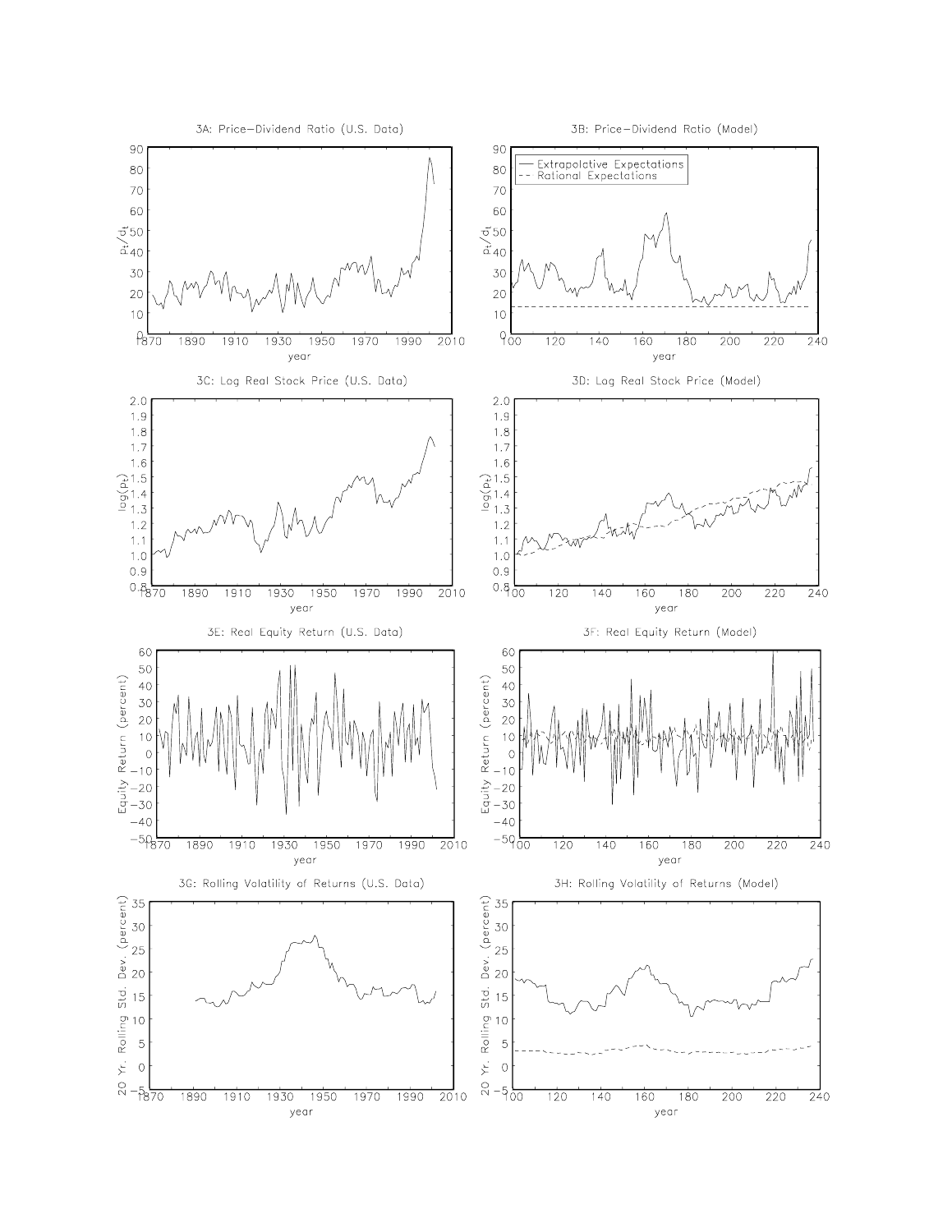3A: Price-Dividend Ratio (U.S. Data)

$p_t/d_t$

0
10
20
30
40
50
60
70
80
90

1870 1890 1910 1930 1950 1970 1990 2010

year

3B: Price-Dividend Ratio (Model)

Extrapolative Expectations

Rational Expectations

$p_t/d_t$

0
10
20
30
40
50
60
70
80
90

100 120 140 160 180 200 220 240

year

3C: Log Real Stock Price (U.S. Data)

$\log(p_t)$

0.8
0.9
1.0
1.1
1.2
1.3
1.4
1.5
1.6
1.7
1.8
1.9
2.0

1870 1890 1910 1930 1950 1970 1990 2010

year

3D: Log Real Stock Price (Model)

$\log(p_t)$

0.8
0.9
1.0
1.1
1.2
1.3
1.4
1.5
1.6
1.7
1.8
1.9
2.0

100 120 140 160 180 200 220 240

year

3E: Real Equity Return (U.S. Data)

Equity Return (percent)

−50
−40
−30
−20
−10
0
10
20
30
40
50
60

1870 1890 1910 1930 1950 1970 1990 2010

year

3F: Real Equity Return (Model)

Equity Return (percent)

−50
−40
−30
−20
−10
0
10
20
30
40
50
60

100 120 140 160 180 200 220 240

year

3G: Rolling Volatility of Returns (U.S. Data)

20 Yr. Rolling Std. Dev. (percent)

−5
0
5
10
15
20
25
30
35

1870 1890 1910 1930 1950 1970 1990 2010

year

3H: Rolling Volatility of Returns (Model)

20 Yr. Rolling Std. Dev. (percent)

−5
0
5
10
15
20
25
30
35

100 120 140 160 180 200 220 240

year